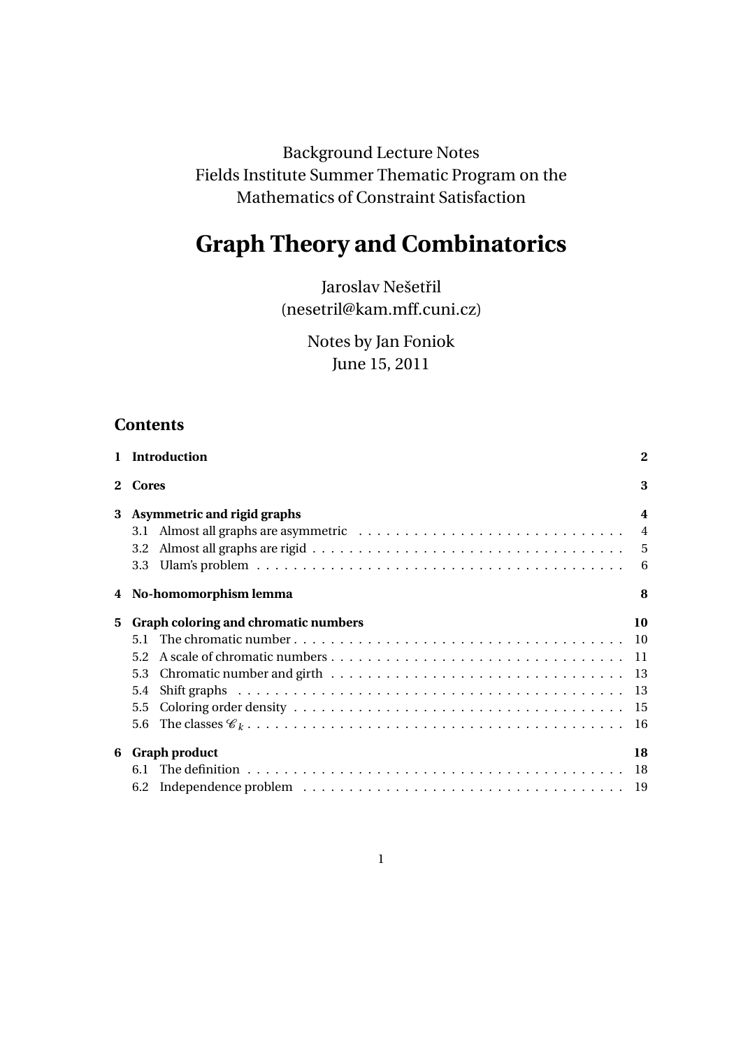Background Lecture Notes
Fields Institute Summer Thematic Program on the
Mathematics of Constraint Satisfaction

# Graph Theory and Combinatorics

Jaroslav Nešetřil
(nesetril@kam.mff.cuni.cz)

Notes by Jan Foniok
June 15, 2011

## Contents

- **1 Introduction** — **2**
- **2 Cores** — **3**
- **3 Asymmetric and rigid graphs** — **4**
  - 3.1 Almost all graphs are asymmetric — 4
  - 3.2 Almost all graphs are rigid — 5
  - 3.3 Ulam's problem — 6
- **4 No-homomorphism lemma** — **8**
- **5 Graph coloring and chromatic numbers** — **10**
  - 5.1 The chromatic number — 10
  - 5.2 A scale of chromatic numbers — 11
  - 5.3 Chromatic number and girth — 13
  - 5.4 Shift graphs — 13
  - 5.5 Coloring order density — 15
  - 5.6 The classes $\mathscr{C}_k$ — 16
- **6 Graph product** — **18**
  - 6.1 The definition — 18
  - 6.2 Independence problem — 19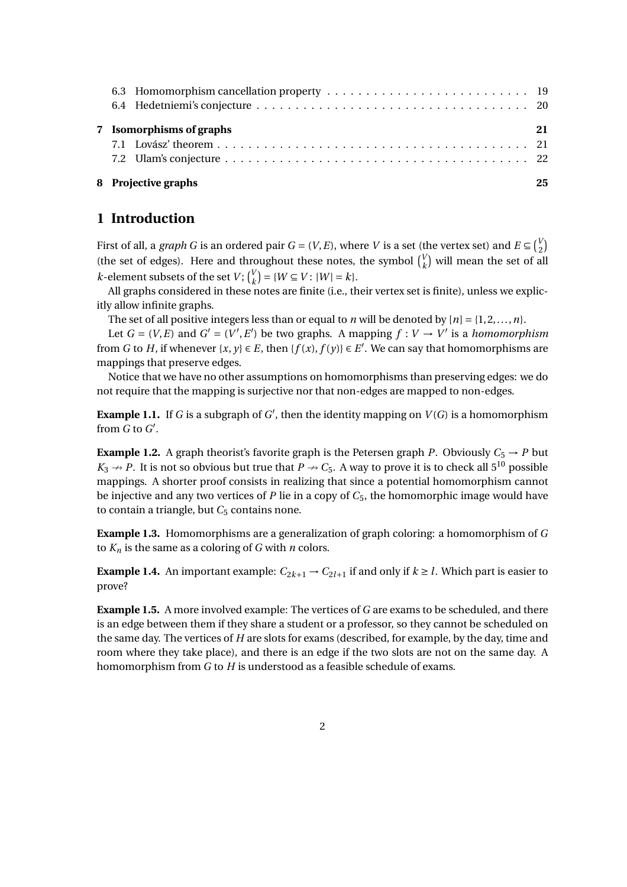| | | |
|---|---|---|
| 6.3 | Homomorphism cancellation property | 19 |
| 6.4 | Hedetniemi's conjecture | 20 |
| **7** | **Isomorphisms of graphs** | **21** |
| 7.1 | Lovász' theorem | 21 |
| 7.2 | Ulam's conjecture | 22 |
| **8** | **Projective graphs** | **25** |

# 1 Introduction

First of all, a *graph* $G$ is an ordered pair $G = (V, E)$, where $V$ is a set (the vertex set) and $E \subseteq \binom{V}{2}$ (the set of edges). Here and throughout these notes, the symbol $\binom{V}{k}$ will mean the set of all $k$-element subsets of the set $V$; $\binom{V}{k} = \{W \subseteq V : |W| = k\}$.

All graphs considered in these notes are finite (i.e., their vertex set is finite), unless we explicitly allow infinite graphs.

The set of all positive integers less than or equal to $n$ will be denoted by $[n] = \{1, 2, \ldots, n\}$.

Let $G = (V, E)$ and $G' = (V', E')$ be two graphs. A mapping $f : V \to V'$ is a *homomorphism* from $G$ to $H$, if whenever $\{x, y\} \in E$, then $\{f(x), f(y)\} \in E'$. We can say that homomorphisms are mappings that preserve edges.

Notice that we have no other assumptions on homomorphisms than preserving edges: we do not require that the mapping is surjective nor that non-edges are mapped to non-edges.

**Example 1.1.** If $G$ is a subgraph of $G'$, then the identity mapping on $V(G)$ is a homomorphism from $G$ to $G'$.

**Example 1.2.** A graph theorist's favorite graph is the Petersen graph $P$. Obviously $C_5 \to P$ but $K_3 \nrightarrow P$. It is not so obvious but true that $P \nrightarrow C_5$. A way to prove it is to check all $5^{10}$ possible mappings. A shorter proof consists in realizing that since a potential homomorphism cannot be injective and any two vertices of $P$ lie in a copy of $C_5$, the homomorphic image would have to contain a triangle, but $C_5$ contains none.

**Example 1.3.** Homomorphisms are a generalization of graph coloring: a homomorphism of $G$ to $K_n$ is the same as a coloring of $G$ with $n$ colors.

**Example 1.4.** An important example: $C_{2k+1} \to C_{2l+1}$ if and only if $k \geq l$. Which part is easier to prove?

**Example 1.5.** A more involved example: The vertices of $G$ are exams to be scheduled, and there is an edge between them if they share a student or a professor, so they cannot be scheduled on the same day. The vertices of $H$ are slots for exams (described, for example, by the day, time and room where they take place), and there is an edge if the two slots are not on the same day. A homomorphism from $G$ to $H$ is understood as a feasible schedule of exams.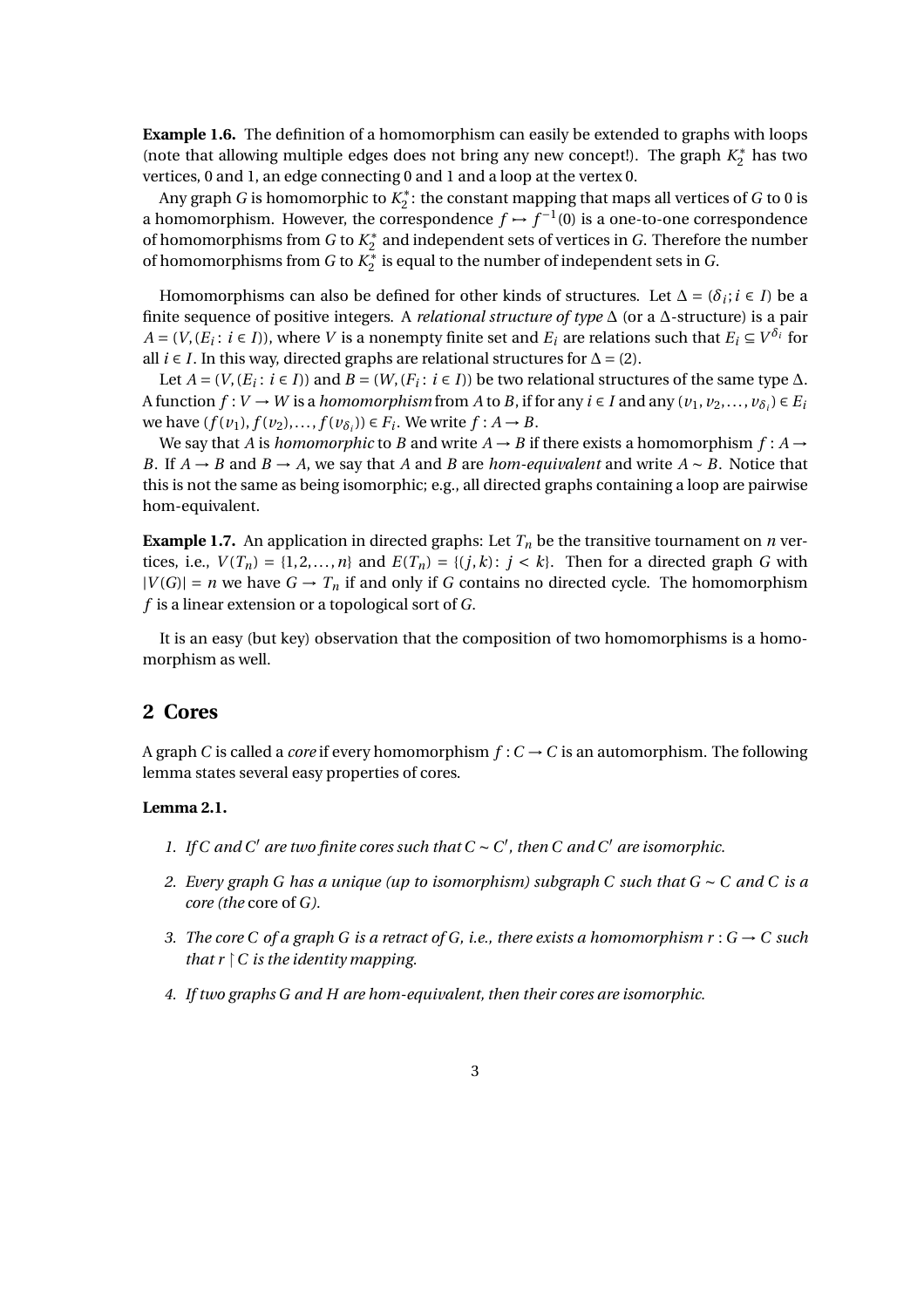**Example 1.6.** The definition of a homomorphism can easily be extended to graphs with loops (note that allowing multiple edges does not bring any new concept!). The graph $K_2^*$ has two vertices, 0 and 1, an edge connecting 0 and 1 and a loop at the vertex 0.

Any graph $G$ is homomorphic to $K_2^*$: the constant mapping that maps all vertices of $G$ to 0 is a homomorphism. However, the correspondence $f \mapsto f^{-1}(0)$ is a one-to-one correspondence of homomorphisms from $G$ to $K_2^*$ and independent sets of vertices in $G$. Therefore the number of homomorphisms from $G$ to $K_2^*$ is equal to the number of independent sets in $G$.

Homomorphisms can also be defined for other kinds of structures. Let $\Delta = (\delta_i; i \in I)$ be a finite sequence of positive integers. A *relational structure of type* $\Delta$ (or a $\Delta$-structure) is a pair $A = (V, (E_i : i \in I))$, where $V$ is a nonempty finite set and $E_i$ are relations such that $E_i \subseteq V^{\delta_i}$ for all $i \in I$. In this way, directed graphs are relational structures for $\Delta = (2)$.

Let $A = (V, (E_i : i \in I))$ and $B = (W, (F_i : i \in I))$ be two relational structures of the same type $\Delta$. A function $f : V \to W$ is a *homomorphism* from $A$ to $B$, if for any $i \in I$ and any $(v_1, v_2, \ldots, v_{\delta_i}) \in E_i$ we have $(f(v_1), f(v_2), \ldots, f(v_{\delta_i})) \in F_i$. We write $f : A \to B$.

We say that $A$ is *homomorphic* to $B$ and write $A \to B$ if there exists a homomorphism $f : A \to B$. If $A \to B$ and $B \to A$, we say that $A$ and $B$ are *hom-equivalent* and write $A \sim B$. Notice that this is not the same as being isomorphic; e.g., all directed graphs containing a loop are pairwise hom-equivalent.

**Example 1.7.** An application in directed graphs: Let $T_n$ be the transitive tournament on $n$ vertices, i.e., $V(T_n) = \{1, 2, \ldots, n\}$ and $E(T_n) = \{(j, k) : j < k\}$. Then for a directed graph $G$ with $|V(G)| = n$ we have $G \to T_n$ if and only if $G$ contains no directed cycle. The homomorphism $f$ is a linear extension or a topological sort of $G$.

It is an easy (but key) observation that the composition of two homomorphisms is a homomorphism as well.

## 2 Cores

A graph $C$ is called a *core* if every homomorphism $f : C \to C$ is an automorphism. The following lemma states several easy properties of cores.

**Lemma 2.1.**

1. *If $C$ and $C'$ are two finite cores such that $C \sim C'$, then $C$ and $C'$ are isomorphic.*
2. *Every graph $G$ has a unique (up to isomorphism) subgraph $C$ such that $G \sim C$ and $C$ is a core (the* core of *$G$).*
3. *The core $C$ of a graph $G$ is a retract of $G$, i.e., there exists a homomorphism $r : G \to C$ such that $r \restriction C$ is the identity mapping.*
4. *If two graphs $G$ and $H$ are hom-equivalent, then their cores are isomorphic.*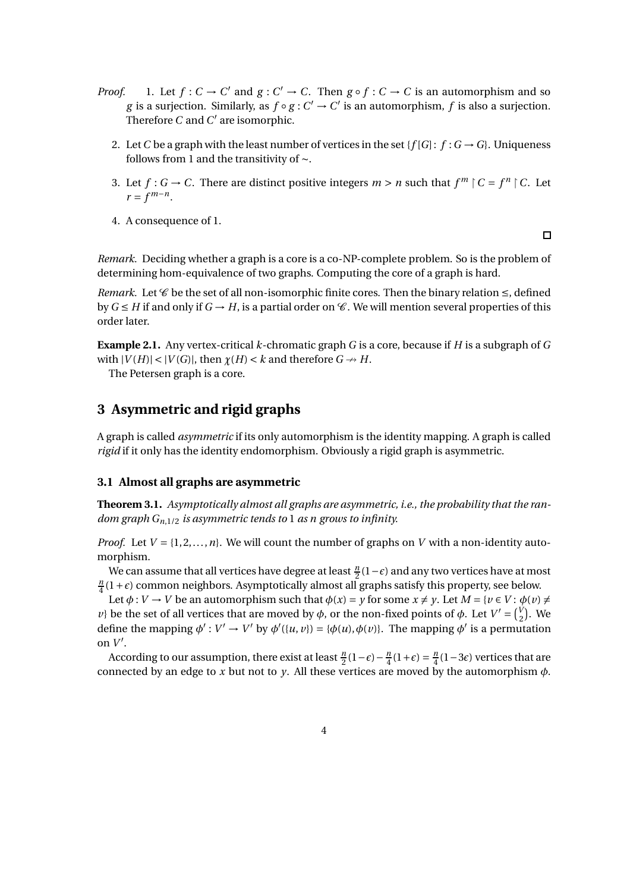*Proof.*

1. Let $f: C \to C'$ and $g: C' \to C$. Then $g \circ f: C \to C$ is an automorphism and so $g$ is a surjection. Similarly, as $f \circ g: C' \to C'$ is an automorphism, $f$ is also a surjection. Therefore $C$ and $C'$ are isomorphic.

2. Let $C$ be a graph with the least number of vertices in the set $\{f[G]: f: G \to G\}$. Uniqueness follows from 1 and the transitivity of $\sim$.

3. Let $f: G \to C$. There are distinct positive integers $m > n$ such that $f^m \restriction C = f^n \restriction C$. Let $r = f^{m-n}$.

4. A consequence of 1.

□

*Remark.* Deciding whether a graph is a core is a co-NP-complete problem. So is the problem of determining hom-equivalence of two graphs. Computing the core of a graph is hard.

*Remark.* Let $\mathscr{C}$ be the set of all non-isomorphic finite cores. Then the binary relation $\leq$, defined by $G \leq H$ if and only if $G \to H$, is a partial order on $\mathscr{C}$. We will mention several properties of this order later.

**Example 2.1.** Any vertex-critical $k$-chromatic graph $G$ is a core, because if $H$ is a subgraph of $G$ with $|V(H)| < |V(G)|$, then $\chi(H) < k$ and therefore $G \nrightarrow H$.

The Petersen graph is a core.

## 3 Asymmetric and rigid graphs

A graph is called *asymmetric* if its only automorphism is the identity mapping. A graph is called *rigid* if it only has the identity endomorphism. Obviously a rigid graph is asymmetric.

### 3.1 Almost all graphs are asymmetric

**Theorem 3.1.** *Asymptotically almost all graphs are asymmetric, i.e., the probability that the random graph $G_{n,1/2}$ is asymmetric tends to* 1 *as n grows to infinity.*

*Proof.* Let $V = \{1, 2, \ldots, n\}$. We will count the number of graphs on $V$ with a non-identity automorphism.

We can assume that all vertices have degree at least $\frac{n}{2}(1-\epsilon)$ and any two vertices have at most $\frac{n}{4}(1+\epsilon)$ common neighbors. Asymptotically almost all graphs satisfy this property, see below.

Let $\phi: V \to V$ be an automorphism such that $\phi(x) = y$ for some $x \neq y$. Let $M = \{v \in V: \phi(v) \neq v\}$ be the set of all vertices that are moved by $\phi$, or the non-fixed points of $\phi$. Let $V' = \binom{V}{2}$. We define the mapping $\phi': V' \to V'$ by $\phi'(\{u, v\}) = \{\phi(u), \phi(v)\}$. The mapping $\phi'$ is a permutation on $V'$.

According to our assumption, there exist at least $\frac{n}{2}(1-\epsilon) - \frac{n}{4}(1+\epsilon) = \frac{n}{4}(1-3\epsilon)$ vertices that are connected by an edge to $x$ but not to $y$. All these vertices are moved by the automorphism $\phi$.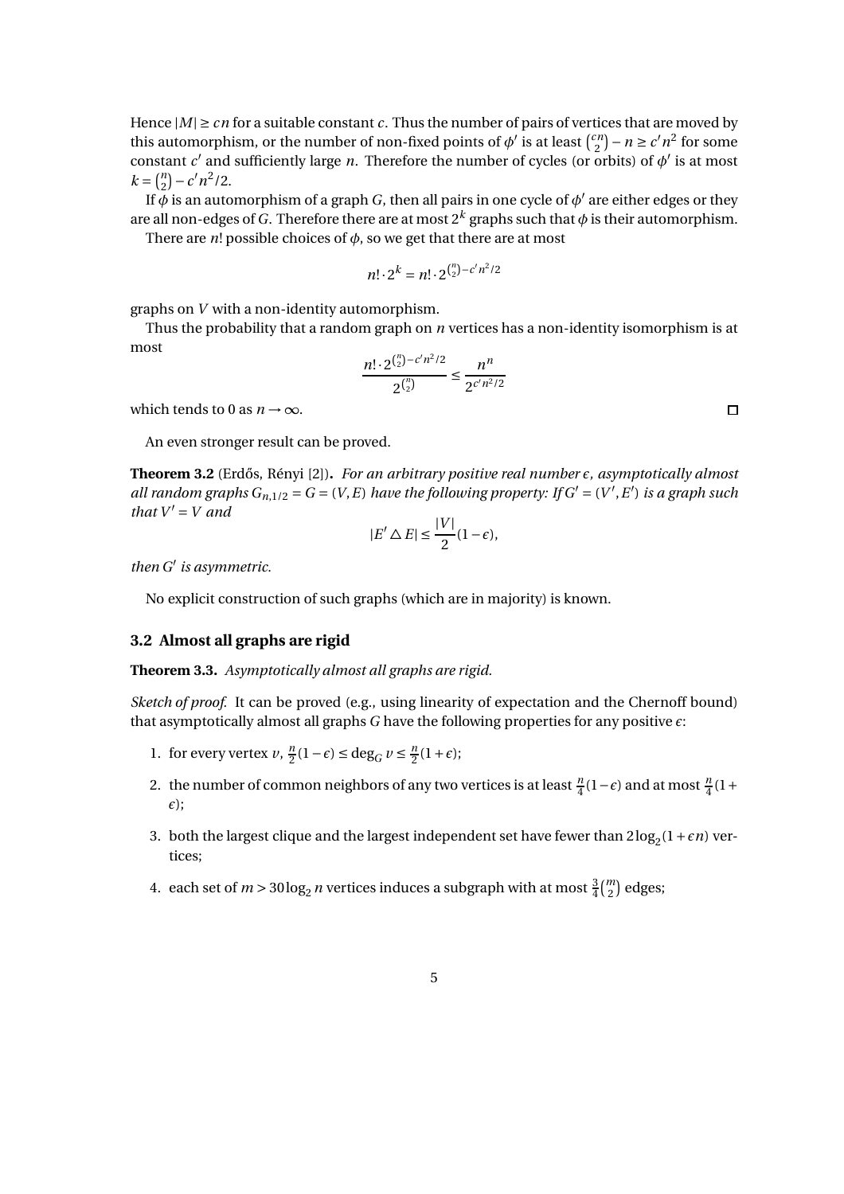Hence $|M| \geq cn$ for a suitable constant $c$. Thus the number of pairs of vertices that are moved by this automorphism, or the number of non-fixed points of $\phi'$ is at least $\binom{cn}{2} - n \geq c'n^2$ for some constant $c'$ and sufficiently large $n$. Therefore the number of cycles (or orbits) of $\phi'$ is at most $k = \binom{n}{2} - c'n^2/2$.

If $\phi$ is an automorphism of a graph $G$, then all pairs in one cycle of $\phi'$ are either edges or they are all non-edges of $G$. Therefore there are at most $2^k$ graphs such that $\phi$ is their automorphism.

There are $n!$ possible choices of $\phi$, so we get that there are at most

$$n! \cdot 2^k = n! \cdot 2^{\binom{n}{2} - c'n^2/2}$$

graphs on $V$ with a non-identity automorphism.

Thus the probability that a random graph on $n$ vertices has a non-identity isomorphism is at most

$$\frac{n! \cdot 2^{\binom{n}{2} - c'n^2/2}}{2^{\binom{n}{2}}} \leq \frac{n^n}{2^{c'n^2/2}}$$

which tends to 0 as $n \to \infty$. □

An even stronger result can be proved.

**Theorem 3.2** (Erdős, Rényi [2])**.** *For an arbitrary positive real number $\epsilon$, asymptotically almost all random graphs $G_{n,1/2} = G = (V, E)$ have the following property: If $G' = (V', E')$ is a graph such that $V' = V$ and*

$$|E' \triangle E| \leq \frac{|V|}{2}(1 - \epsilon),$$

*then $G'$ is asymmetric.*

No explicit construction of such graphs (which are in majority) is known.

### 3.2 Almost all graphs are rigid

**Theorem 3.3.** *Asymptotically almost all graphs are rigid.*

*Sketch of proof.* It can be proved (e.g., using linearity of expectation and the Chernoff bound) that asymptotically almost all graphs $G$ have the following properties for any positive $\epsilon$:

1. for every vertex $v$, $\frac{n}{2}(1 - \epsilon) \leq \deg_G v \leq \frac{n}{2}(1 + \epsilon)$;
2. the number of common neighbors of any two vertices is at least $\frac{n}{4}(1 - \epsilon)$ and at most $\frac{n}{4}(1 + \epsilon)$;
3. both the largest clique and the largest independent set have fewer than $2\log_2(1 + \epsilon n)$ vertices;
4. each set of $m > 30\log_2 n$ vertices induces a subgraph with at most $\frac{3}{4}\binom{m}{2}$ edges;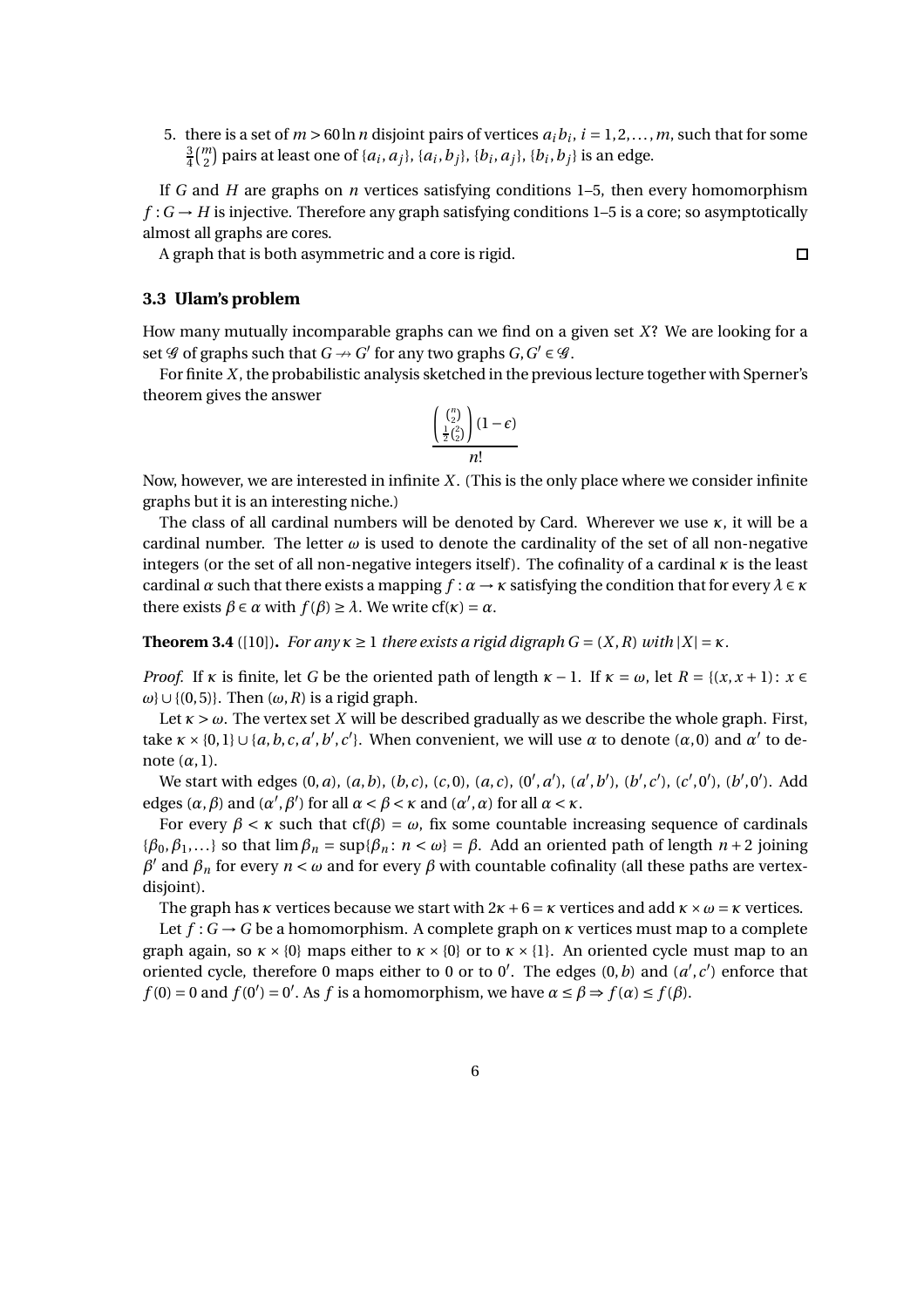5. there is a set of $m > 60 \ln n$ disjoint pairs of vertices $a_i b_i$, $i = 1, 2, \ldots, m$, such that for some $\frac{3}{4}\binom{m}{2}$ pairs at least one of $\{a_i, a_j\}$, $\{a_i, b_j\}$, $\{b_i, a_j\}$, $\{b_i, b_j\}$ is an edge.

If $G$ and $H$ are graphs on $n$ vertices satisfying conditions 1–5, then every homomorphism $f : G \to H$ is injective. Therefore any graph satisfying conditions 1–5 is a core; so asymptotically almost all graphs are cores.

A graph that is both asymmetric and a core is rigid. □

### 3.3 Ulam's problem

How many mutually incomparable graphs can we find on a given set $X$? We are looking for a set $\mathscr{G}$ of graphs such that $G \nrightarrow G'$ for any two graphs $G, G' \in \mathscr{G}$.

For finite $X$, the probabilistic analysis sketched in the previous lecture together with Sperner's theorem gives the answer

$$\frac{\binom{\binom{n}{2}}{\frac{1}{2}\binom{n}{2}}(1-\epsilon)}{n!}$$

Now, however, we are interested in infinite $X$. (This is the only place where we consider infinite graphs but it is an interesting niche.)

The class of all cardinal numbers will be denoted by Card. Wherever we use $\kappa$, it will be a cardinal number. The letter $\omega$ is used to denote the cardinality of the set of all non-negative integers (or the set of all non-negative integers itself). The cofinality of a cardinal $\kappa$ is the least cardinal $\alpha$ such that there exists a mapping $f : \alpha \to \kappa$ satisfying the condition that for every $\lambda \in \kappa$ there exists $\beta \in \alpha$ with $f(\beta) \geq \lambda$. We write $\operatorname{cf}(\kappa) = \alpha$.

**Theorem 3.4** ([10])**.** *For any $\kappa \geq 1$ there exists a rigid digraph $G = (X, R)$ with $|X| = \kappa$.*

*Proof.* If $\kappa$ is finite, let $G$ be the oriented path of length $\kappa - 1$. If $\kappa = \omega$, let $R = \{(x, x+1) : x \in \omega\} \cup \{(0, 5)\}$. Then $(\omega, R)$ is a rigid graph.

Let $\kappa > \omega$. The vertex set $X$ will be described gradually as we describe the whole graph. First, take $\kappa \times \{0, 1\} \cup \{a, b, c, a', b', c'\}$. When convenient, we will use $\alpha$ to denote $(\alpha, 0)$ and $\alpha'$ to denote $(\alpha, 1)$.

We start with edges $(0, a)$, $(a, b)$, $(b, c)$, $(c, 0)$, $(a, c)$, $(0', a')$, $(a', b')$, $(b', c')$, $(c', 0')$, $(b', 0')$. Add edges $(\alpha, \beta)$ and $(\alpha', \beta')$ for all $\alpha < \beta < \kappa$ and $(\alpha', \alpha)$ for all $\alpha < \kappa$.

For every $\beta < \kappa$ such that $\operatorname{cf}(\beta) = \omega$, fix some countable increasing sequence of cardinals $\{\beta_0, \beta_1, \ldots\}$ so that $\lim \beta_n = \sup\{\beta_n : n < \omega\} = \beta$. Add an oriented path of length $n+2$ joining $\beta'$ and $\beta_n$ for every $n < \omega$ and for every $\beta$ with countable cofinality (all these paths are vertex-disjoint).

The graph has $\kappa$ vertices because we start with $2\kappa + 6 = \kappa$ vertices and add $\kappa \times \omega = \kappa$ vertices.

Let $f : G \to G$ be a homomorphism. A complete graph on $\kappa$ vertices must map to a complete graph again, so $\kappa \times \{0\}$ maps either to $\kappa \times \{0\}$ or to $\kappa \times \{1\}$. An oriented cycle must map to an oriented cycle, therefore $0$ maps either to $0$ or to $0'$. The edges $(0, b)$ and $(a', c')$ enforce that $f(0) = 0$ and $f(0') = 0'$. As $f$ is a homomorphism, we have $\alpha \leq \beta \Rightarrow f(\alpha) \leq f(\beta)$.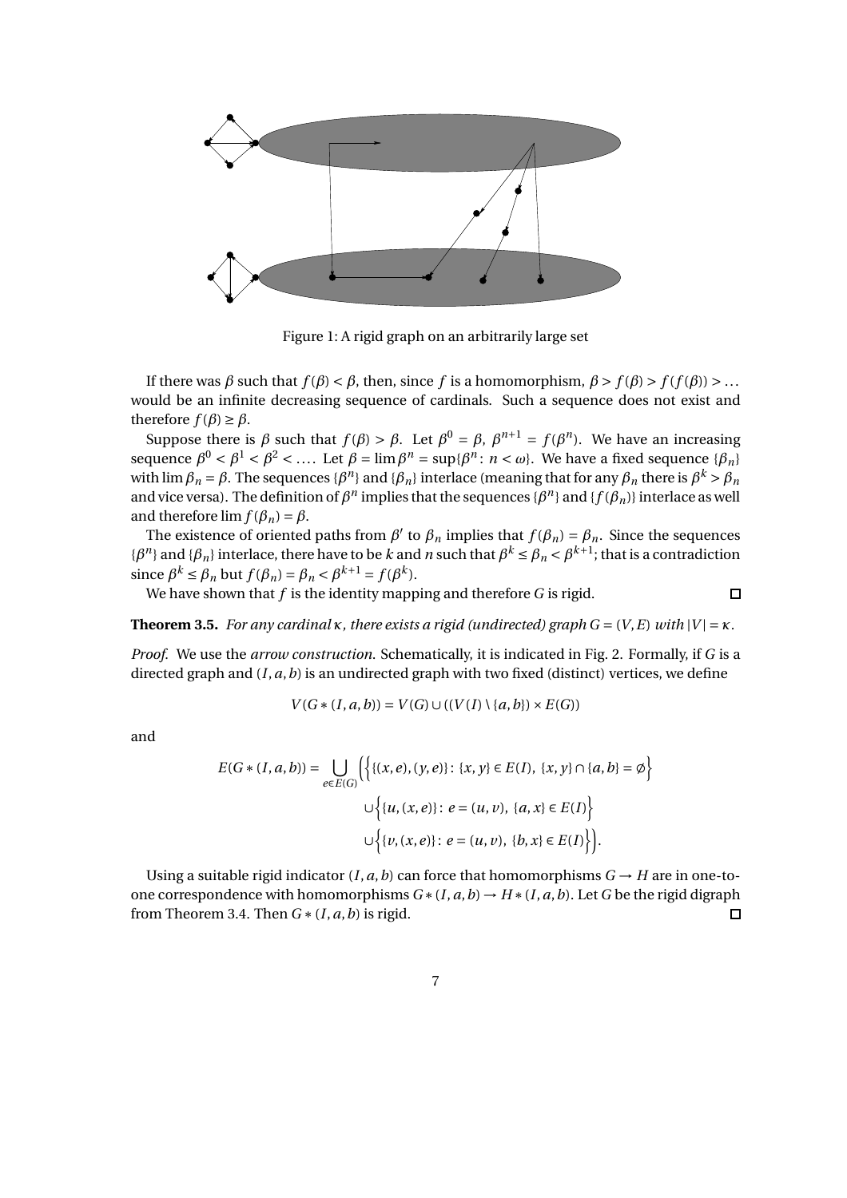Figure 1: A rigid graph on an arbitrarily large set

If there was $\beta$ such that $f(\beta) < \beta$, then, since $f$ is a homomorphism, $\beta > f(\beta) > f(f(\beta)) > \dots$ would be an infinite decreasing sequence of cardinals. Such a sequence does not exist and therefore $f(\beta) \geq \beta$.

Suppose there is $\beta$ such that $f(\beta) > \beta$. Let $\beta^0 = \beta$, $\beta^{n+1} = f(\beta^n)$. We have an increasing sequence $\beta^0 < \beta^1 < \beta^2 < \dots$. Let $\beta = \lim \beta^n = \sup\{\beta^n : n < \omega\}$. We have a fixed sequence $\{\beta_n\}$ with $\lim \beta_n = \beta$. The sequences $\{\beta^n\}$ and $\{\beta_n\}$ interlace (meaning that for any $\beta_n$ there is $\beta^k > \beta_n$ and vice versa). The definition of $\beta^n$ implies that the sequences $\{\beta^n\}$ and $\{f(\beta_n)\}$ interlace as well and therefore $\lim f(\beta_n) = \beta$.

The existence of oriented paths from $\beta'$ to $\beta_n$ implies that $f(\beta_n) = \beta_n$. Since the sequences $\{\beta^n\}$ and $\{\beta_n\}$ interlace, there have to be $k$ and $n$ such that $\beta^k \leq \beta_n < \beta^{k+1}$; that is a contradiction since $\beta^k \leq \beta_n$ but $f(\beta_n) = \beta_n < \beta^{k+1} = f(\beta^k)$.

We have shown that $f$ is the identity mapping and therefore $G$ is rigid. □

**Theorem 3.5.** *For any cardinal $\kappa$, there exists a rigid (undirected) graph $G = (V, E)$ with $|V| = \kappa$.*

*Proof.* We use the *arrow construction*. Schematically, it is indicated in Fig. 2. Formally, if $G$ is a directed graph and $(I, a, b)$ is an undirected graph with two fixed (distinct) vertices, we define

$$V(G * (I, a, b)) = V(G) \cup ((V(I) \setminus \{a, b\}) \times E(G))$$

and

$$\begin{aligned} E(G * (I, a, b)) = \bigcup_{e \in E(G)} \Big( &\Big\{ \{(x, e), (y, e)\} : \{x, y\} \in E(I),\ \{x, y\} \cap \{a, b\} = \emptyset \Big\} \\ &\cup \Big\{ \{u, (x, e)\} : e = (u, v),\ \{a, x\} \in E(I) \Big\} \\ &\cup \Big\{ \{v, (x, e)\} : e = (u, v),\ \{b, x\} \in E(I) \Big\} \Big). \end{aligned}$$

Using a suitable rigid indicator $(I, a, b)$ can force that homomorphisms $G \to H$ are in one-to-one correspondence with homomorphisms $G * (I, a, b) \to H * (I, a, b)$. Let $G$ be the rigid digraph from Theorem 3.4. Then $G * (I, a, b)$ is rigid. □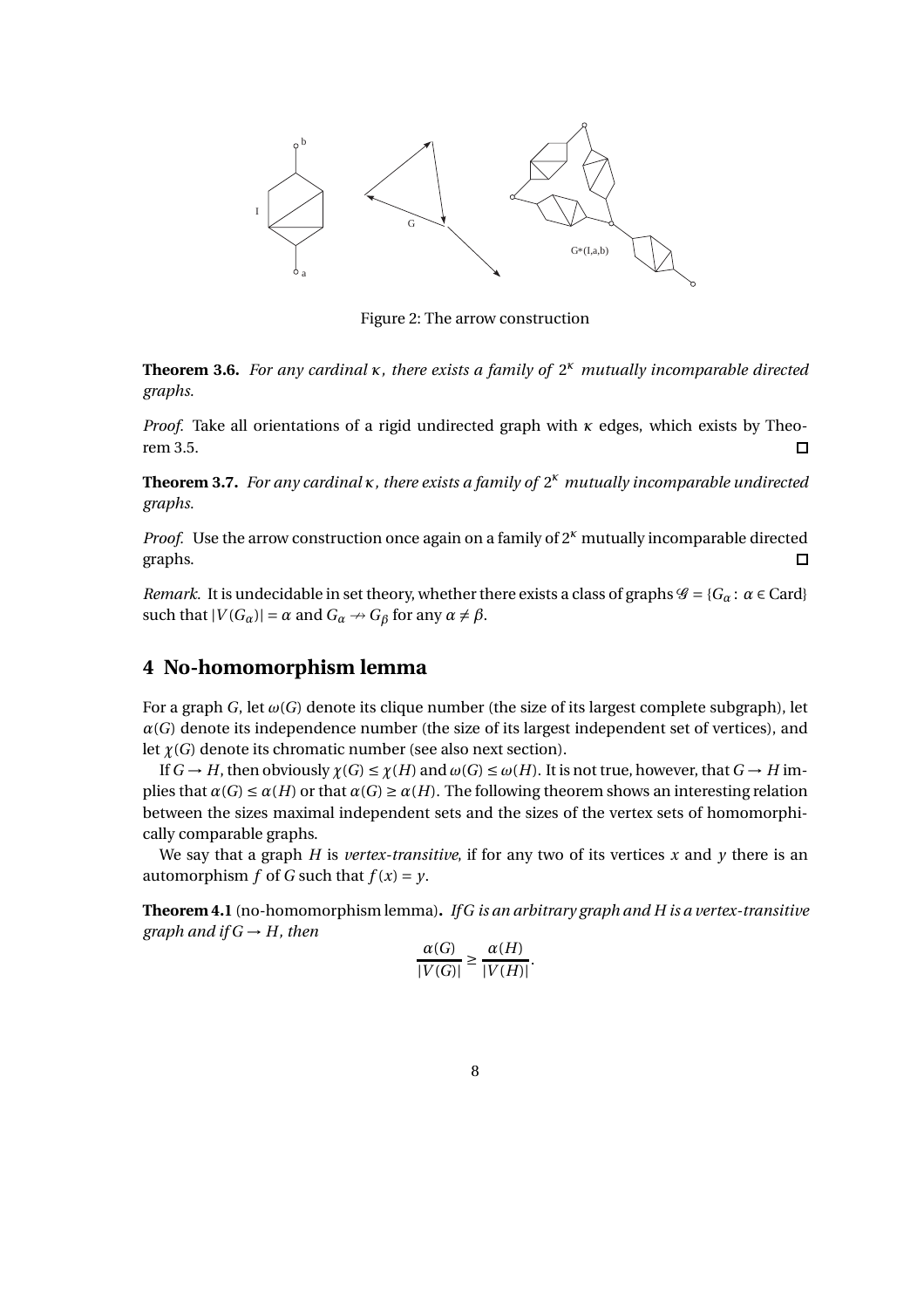Figure 2: The arrow construction

**Theorem 3.6.** *For any cardinal $\kappa$, there exists a family of $2^\kappa$ mutually incomparable directed graphs.*

*Proof.* Take all orientations of a rigid undirected graph with $\kappa$ edges, which exists by Theorem 3.5. □

**Theorem 3.7.** *For any cardinal $\kappa$, there exists a family of $2^\kappa$ mutually incomparable undirected graphs.*

*Proof.* Use the arrow construction once again on a family of $2^\kappa$ mutually incomparable directed graphs. □

*Remark.* It is undecidable in set theory, whether there exists a class of graphs $\mathscr{G} = \{G_\alpha : \alpha \in \text{Card}\}$ such that $|V(G_\alpha)| = \alpha$ and $G_\alpha \nrightarrow G_\beta$ for any $\alpha \neq \beta$.

# 4 No-homomorphism lemma

For a graph $G$, let $\omega(G)$ denote its clique number (the size of its largest complete subgraph), let $\alpha(G)$ denote its independence number (the size of its largest independent set of vertices), and let $\chi(G)$ denote its chromatic number (see also next section).

If $G \to H$, then obviously $\chi(G) \leq \chi(H)$ and $\omega(G) \leq \omega(H)$. It is not true, however, that $G \to H$ implies that $\alpha(G) \leq \alpha(H)$ or that $\alpha(G) \geq \alpha(H)$. The following theorem shows an interesting relation between the sizes maximal independent sets and the sizes of the vertex sets of homomorphically comparable graphs.

We say that a graph $H$ is *vertex-transitive*, if for any two of its vertices $x$ and $y$ there is an automorphism $f$ of $G$ such that $f(x) = y$.

**Theorem 4.1** (no-homomorphism lemma)**.** *If $G$ is an arbitrary graph and $H$ is a vertex-transitive graph and if $G \to H$, then*

$$\frac{\alpha(G)}{|V(G)|} \geq \frac{\alpha(H)}{|V(H)|}.$$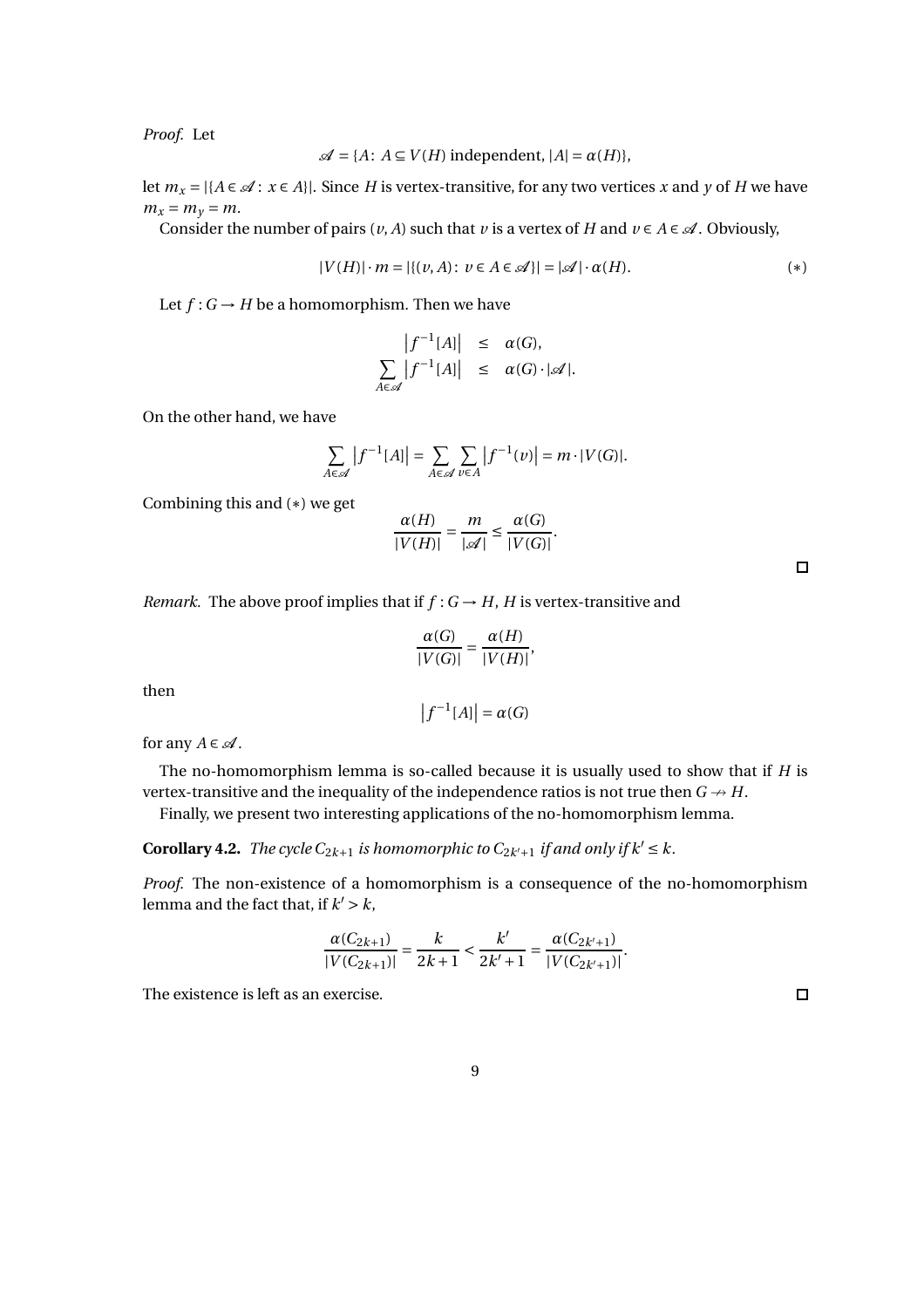*Proof.* Let

$$\mathscr{A} = \{A\colon\ A \subseteq V(H) \text{ independent}, |A| = \alpha(H)\},$$

let $m_x = |\{A \in \mathscr{A}\colon\ x \in A\}|$. Since $H$ is vertex-transitive, for any two vertices $x$ and $y$ of $H$ we have $m_x = m_y = m$.

Consider the number of pairs $(v, A)$ such that $v$ is a vertex of $H$ and $v \in A \in \mathscr{A}$. Obviously,

$$|V(H)| \cdot m = |\{(v, A)\colon\ v \in A \in \mathscr{A}\}| = |\mathscr{A}| \cdot \alpha(H). \qquad (*)$$

Let $f : G \to H$ be a homomorphism. Then we have

$$\begin{aligned} \left|f^{-1}[A]\right| &\le \alpha(G), \\ \sum_{A \in \mathscr{A}} \left|f^{-1}[A]\right| &\le \alpha(G) \cdot |\mathscr{A}|. \end{aligned}$$

On the other hand, we have

$$\sum_{A \in \mathscr{A}} \left|f^{-1}[A]\right| = \sum_{A \in \mathscr{A}} \sum_{v \in A} \left|f^{-1}(v)\right| = m \cdot |V(G)|.$$

Combining this and $(*)$ we get

$$\frac{\alpha(H)}{|V(H)|} = \frac{m}{|\mathscr{A}|} \le \frac{\alpha(G)}{|V(G)|}.$$

□

*Remark.* The above proof implies that if $f : G \to H$, $H$ is vertex-transitive and

$$\frac{\alpha(G)}{|V(G)|} = \frac{\alpha(H)}{|V(H)|},$$

then

$$\left|f^{-1}[A]\right| = \alpha(G)$$

for any $A \in \mathscr{A}$.

The no-homomorphism lemma is so-called because it is usually used to show that if $H$ is vertex-transitive and the inequality of the independence ratios is not true then $G \nrightarrow H$.

Finally, we present two interesting applications of the no-homomorphism lemma.

**Corollary 4.2.** *The cycle $C_{2k+1}$ is homomorphic to $C_{2k'+1}$ if and only if $k' \le k$.*

*Proof.* The non-existence of a homomorphism is a consequence of the no-homomorphism lemma and the fact that, if $k' > k$,

$$\frac{\alpha(C_{2k+1})}{|V(C_{2k+1})|} = \frac{k}{2k+1} < \frac{k'}{2k'+1} = \frac{\alpha(C_{2k'+1})}{|V(C_{2k'+1})|}.$$

The existence is left as an exercise. □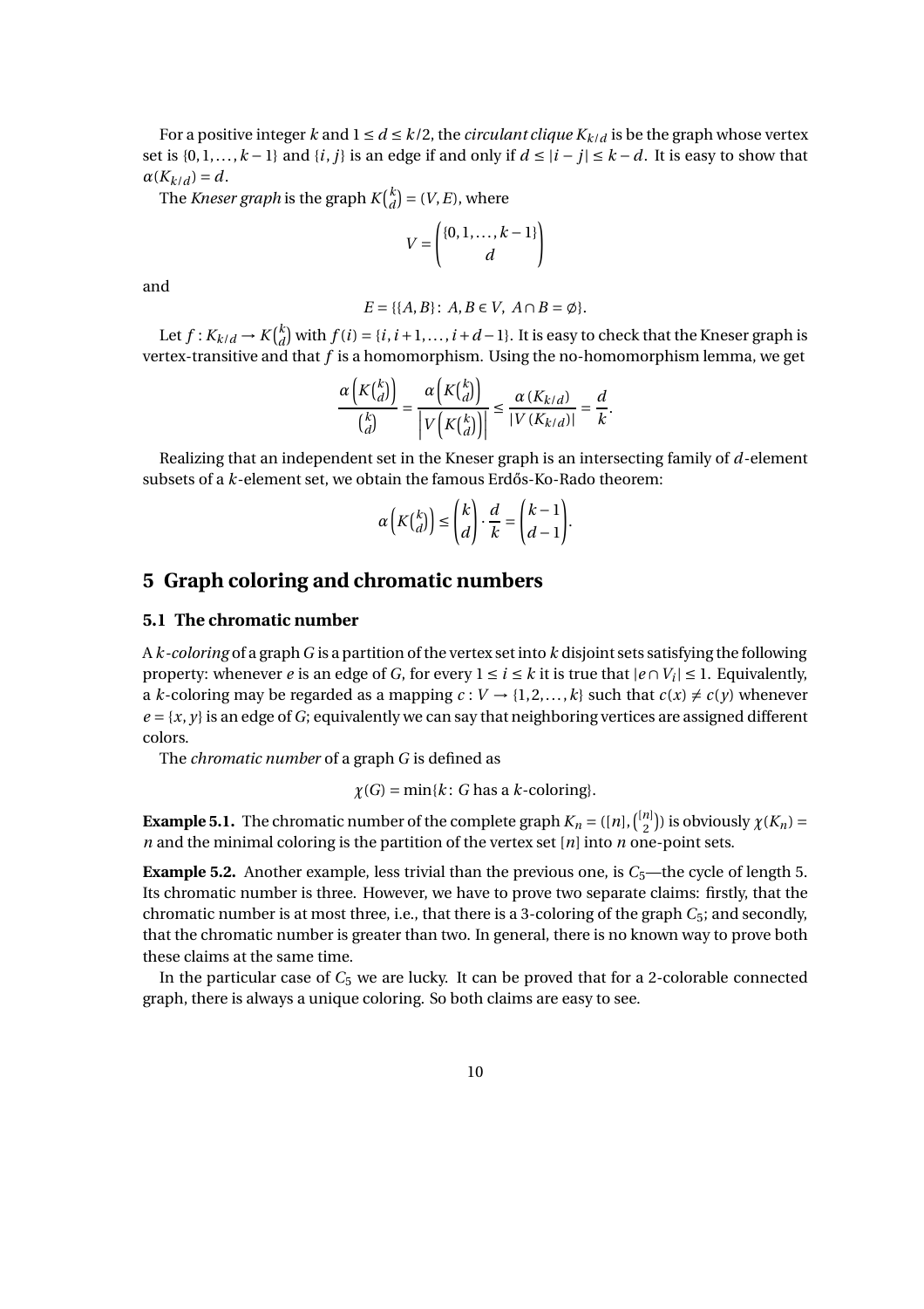For a positive integer $k$ and $1 \le d \le k/2$, the *circulant clique* $K_{k/d}$ is be the graph whose vertex set is $\{0, 1, \dots, k-1\}$ and $\{i, j\}$ is an edge if and only if $d \le |i - j| \le k - d$. It is easy to show that $\alpha(K_{k/d}) = d$.

The *Kneser graph* is the graph $K\binom{k}{d} = (V, E)$, where

$$V = \binom{\{0, 1, \dots, k-1\}}{d}$$

and

$$E = \{\{A, B\} \colon A, B \in V, \ A \cap B = \emptyset\}.$$

Let $f : K_{k/d} \to K\binom{k}{d}$ with $f(i) = \{i, i+1, \dots, i+d-1\}$. It is easy to check that the Kneser graph is vertex-transitive and that $f$ is a homomorphism. Using the no-homomorphism lemma, we get

$$\frac{\alpha\left(K\binom{k}{d}\right)}{\binom{k}{d}} = \frac{\alpha\left(K\binom{k}{d}\right)}{\left|V\left(K\binom{k}{d}\right)\right|} \le \frac{\alpha\left(K_{k/d}\right)}{\left|V\left(K_{k/d}\right)\right|} = \frac{d}{k}.$$

Realizing that an independent set in the Kneser graph is an intersecting family of $d$-element subsets of a $k$-element set, we obtain the famous Erdős-Ko-Rado theorem:

$$\alpha\left(K\binom{k}{d}\right) \le \binom{k}{d} \cdot \frac{d}{k} = \binom{k-1}{d-1}.$$

## 5 Graph coloring and chromatic numbers

### 5.1 The chromatic number

A *k-coloring* of a graph $G$ is a partition of the vertex set into $k$ disjoint sets satisfying the following property: whenever $e$ is an edge of $G$, for every $1 \le i \le k$ it is true that $|e \cap V_i| \le 1$. Equivalently, a $k$-coloring may be regarded as a mapping $c : V \to \{1, 2, \dots, k\}$ such that $c(x) \ne c(y)$ whenever $e = \{x, y\}$ is an edge of $G$; equivalently we can say that neighboring vertices are assigned different colors.

The *chromatic number* of a graph $G$ is defined as

$$\chi(G) = \min\{k \colon G \text{ has a } k\text{-coloring}\}.$$

**Example 5.1.** The chromatic number of the complete graph $K_n = ([n], \binom{[n]}{2})$ is obviously $\chi(K_n) = n$ and the minimal coloring is the partition of the vertex set $[n]$ into $n$ one-point sets.

**Example 5.2.** Another example, less trivial than the previous one, is $C_5$—the cycle of length 5. Its chromatic number is three. However, we have to prove two separate claims: firstly, that the chromatic number is at most three, i.e., that there is a 3-coloring of the graph $C_5$; and secondly, that the chromatic number is greater than two. In general, there is no known way to prove both these claims at the same time.

In the particular case of $C_5$ we are lucky. It can be proved that for a 2-colorable connected graph, there is always a unique coloring. So both claims are easy to see.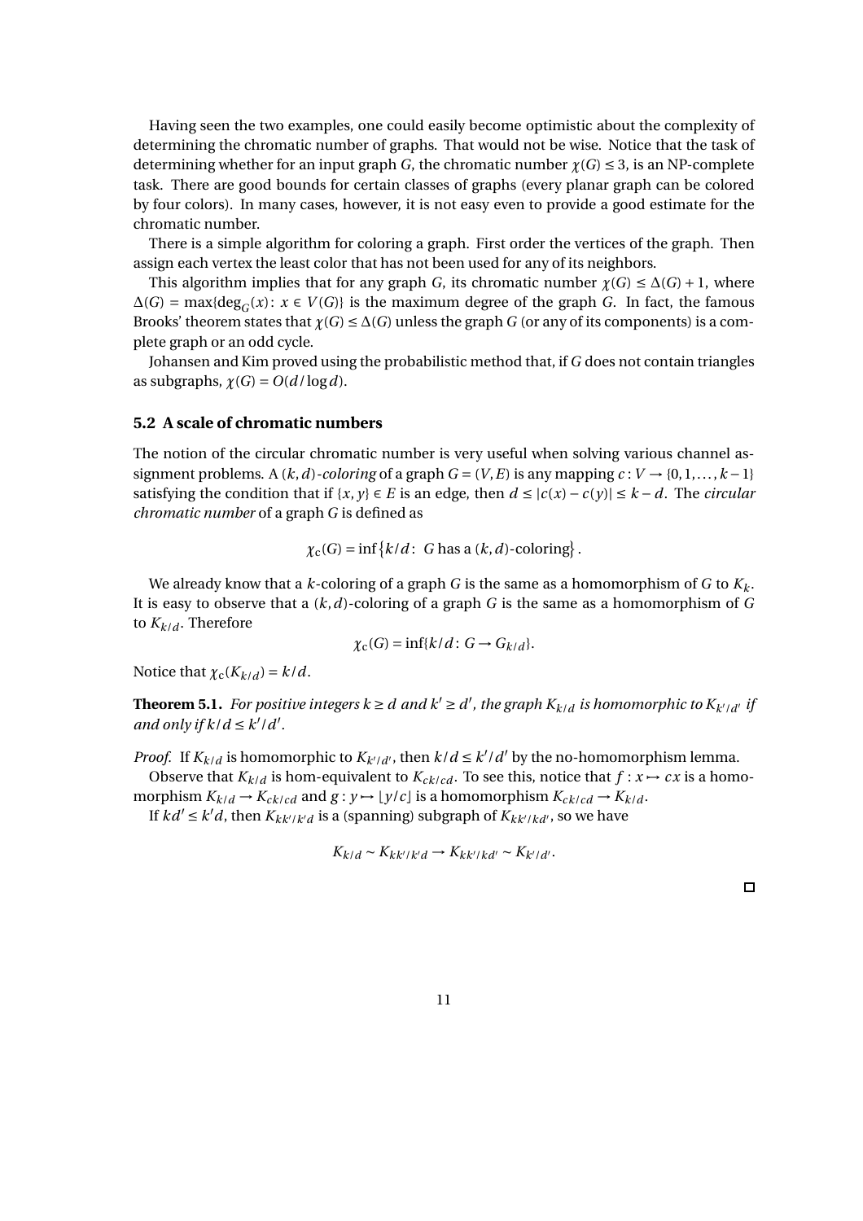Having seen the two examples, one could easily become optimistic about the complexity of determining the chromatic number of graphs. That would not be wise. Notice that the task of determining whether for an input graph $G$, the chromatic number $\chi(G) \leq 3$, is an NP-complete task. There are good bounds for certain classes of graphs (every planar graph can be colored by four colors). In many cases, however, it is not easy even to provide a good estimate for the chromatic number.

There is a simple algorithm for coloring a graph. First order the vertices of the graph. Then assign each vertex the least color that has not been used for any of its neighbors.

This algorithm implies that for any graph $G$, its chromatic number $\chi(G) \leq \Delta(G)+1$, where $\Delta(G) = \max\{\deg_G(x) \colon x \in V(G)\}$ is the maximum degree of the graph $G$. In fact, the famous Brooks' theorem states that $\chi(G) \leq \Delta(G)$ unless the graph $G$ (or any of its components) is a complete graph or an odd cycle.

Johansen and Kim proved using the probabilistic method that, if $G$ does not contain triangles as subgraphs, $\chi(G) = O(d/\log d)$.

### 5.2 A scale of chromatic numbers

The notion of the circular chromatic number is very useful when solving various channel assignment problems. A $(k,d)$*-coloring* of a graph $G = (V,E)$ is any mapping $c \colon V \to \{0,1,\dots,k-1\}$ satisfying the condition that if $\{x,y\} \in E$ is an edge, then $d \leq |c(x) - c(y)| \leq k-d$. The *circular chromatic number* of a graph $G$ is defined as

$$\chi_c(G) = \inf\left\{k/d \colon\ G \text{ has a } (k,d)\text{-coloring}\right\}.$$

We already know that a $k$-coloring of a graph $G$ is the same as a homomorphism of $G$ to $K_k$. It is easy to observe that a $(k,d)$-coloring of a graph $G$ is the same as a homomorphism of $G$ to $K_{k/d}$. Therefore

$$\chi_c(G) = \inf\{k/d \colon G \to G_{k/d}\}.$$

Notice that $\chi_c(K_{k/d}) = k/d$.

**Theorem 5.1.** *For positive integers $k \geq d$ and $k' \geq d'$, the graph $K_{k/d}$ is homomorphic to $K_{k'/d'}$ if and only if $k/d \leq k'/d'$.*

*Proof.* If $K_{k/d}$ is homomorphic to $K_{k'/d'}$, then $k/d \leq k'/d'$ by the no-homomorphism lemma.

Observe that $K_{k/d}$ is hom-equivalent to $K_{ck/cd}$. To see this, notice that $f \colon x \mapsto cx$ is a homomorphism $K_{k/d} \to K_{ck/cd}$ and $g \colon y \mapsto \lfloor y/c \rfloor$ is a homomorphism $K_{ck/cd} \to K_{k/d}$.

If $kd' \leq k'd$, then $K_{kk'/k'd}$ is a (spanning) subgraph of $K_{kk'/kd'}$, so we have

$$K_{k/d} \sim K_{kk'/k'd} \to K_{kk'/kd'} \sim K_{k'/d'}.$$

□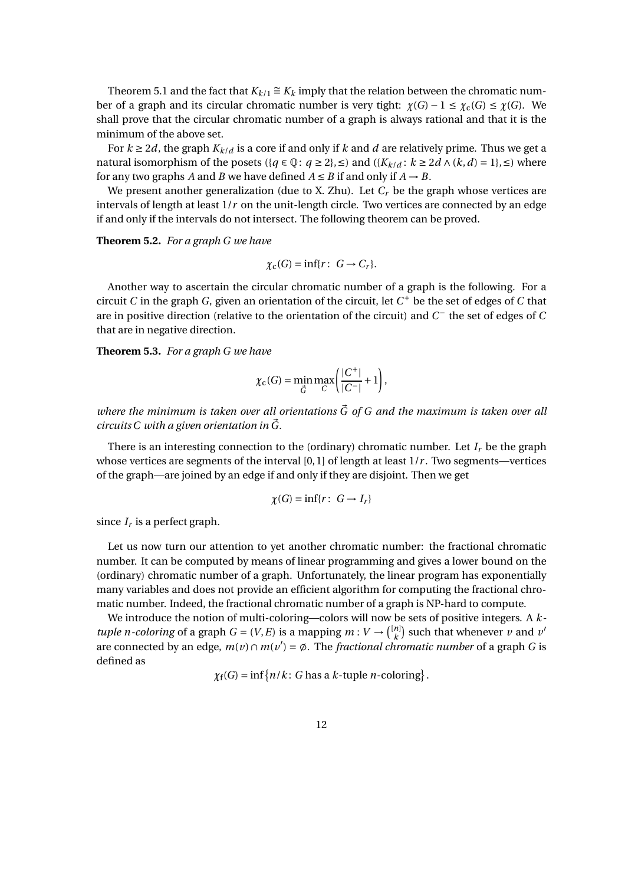Theorem 5.1 and the fact that $K_{k/1} \cong K_k$ imply that the relation between the chromatic number of a graph and its circular chromatic number is very tight: $\chi(G) - 1 \leq \chi_c(G) \leq \chi(G)$. We shall prove that the circular chromatic number of a graph is always rational and that it is the minimum of the above set.

For $k \geq 2d$, the graph $K_{k/d}$ is a core if and only if $k$ and $d$ are relatively prime. Thus we get a natural isomorphism of the posets $(\{q \in \mathbb{Q} \colon q \geq 2\}, \leq)$ and $(\{K_{k/d} \colon k \geq 2d \wedge (k,d) = 1\}, \leq)$ where for any two graphs $A$ and $B$ we have defined $A \leq B$ if and only if $A \to B$.

We present another generalization (due to X. Zhu). Let $C_r$ be the graph whose vertices are intervals of length at least $1/r$ on the unit-length circle. Two vertices are connected by an edge if and only if the intervals do not intersect. The following theorem can be proved.

**Theorem 5.2.** *For a graph $G$ we have*

$$\chi_c(G) = \inf\{r \colon G \to C_r\}.$$

Another way to ascertain the circular chromatic number of a graph is the following. For a circuit $C$ in the graph $G$, given an orientation of the circuit, let $C^+$ be the set of edges of $C$ that are in positive direction (relative to the orientation of the circuit) and $C^-$ the set of edges of $C$ that are in negative direction.

**Theorem 5.3.** *For a graph $G$ we have*

$$\chi_c(G) = \min_{\vec{G}} \max_{C} \left( \frac{|C^+|}{|C^-|} + 1 \right),$$

*where the minimum is taken over all orientations $\vec{G}$ of $G$ and the maximum is taken over all circuits $C$ with a given orientation in $\vec{G}$.*

There is an interesting connection to the (ordinary) chromatic number. Let $I_r$ be the graph whose vertices are segments of the interval $[0,1]$ of length at least $1/r$. Two segments—vertices of the graph—are joined by an edge if and only if they are disjoint. Then we get

$$\chi(G) = \inf\{r \colon G \to I_r\}$$

since $I_r$ is a perfect graph.

Let us now turn our attention to yet another chromatic number: the fractional chromatic number. It can be computed by means of linear programming and gives a lower bound on the (ordinary) chromatic number of a graph. Unfortunately, the linear program has exponentially many variables and does not provide an efficient algorithm for computing the fractional chromatic number. Indeed, the fractional chromatic number of a graph is NP-hard to compute.

We introduce the notion of multi-coloring—colors will now be sets of positive integers. A *$k$-tuple $n$-coloring* of a graph $G = (V,E)$ is a mapping $m \colon V \to \binom{[n]}{k}$ such that whenever $v$ and $v'$ are connected by an edge, $m(v) \cap m(v') = \emptyset$. The *fractional chromatic number* of a graph $G$ is defined as

$$\chi_f(G) = \inf\left\{n/k \colon G \text{ has a } k\text{-tuple } n\text{-coloring}\right\}.$$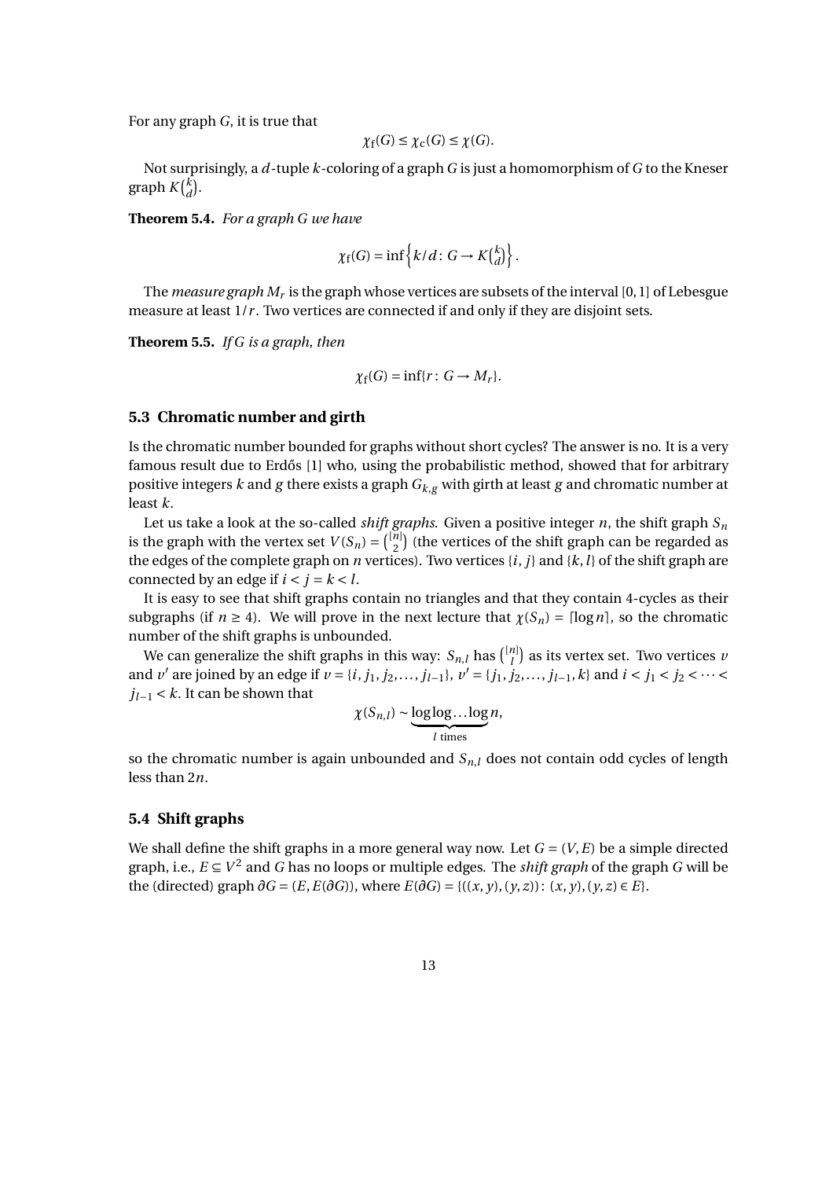For any graph $G$, it is true that

$$\chi_{\mathrm{f}}(G) \le \chi_{\mathrm{c}}(G) \le \chi(G).$$

Not surprisingly, a $d$-tuple $k$-coloring of a graph $G$ is just a homomorphism of $G$ to the Kneser graph $K\binom{k}{d}$.

**Theorem 5.4.** *For a graph $G$ we have*

$$\chi_{\mathrm{f}}(G) = \inf\left\{k/d\colon G \to K\binom{k}{d}\right\}.$$

The *measure graph* $M_r$ is the graph whose vertices are subsets of the interval $[0,1]$ of Lebesgue measure at least $1/r$. Two vertices are connected if and only if they are disjoint sets.

**Theorem 5.5.** *If $G$ is a graph, then*

$$\chi_{\mathrm{f}}(G) = \inf\{r\colon G \to M_r\}.$$

### 5.3 Chromatic number and girth

Is the chromatic number bounded for graphs without short cycles? The answer is no. It is a very famous result due to Erdős [1] who, using the probabilistic method, showed that for arbitrary positive integers $k$ and $g$ there exists a graph $G_{k,g}$ with girth at least $g$ and chromatic number at least $k$.

Let us take a look at the so-called *shift graphs*. Given a positive integer $n$, the shift graph $S_n$ is the graph with the vertex set $V(S_n) = \binom{[n]}{2}$ (the vertices of the shift graph can be regarded as the edges of the complete graph on $n$ vertices). Two vertices $\{i, j\}$ and $\{k, l\}$ of the shift graph are connected by an edge if $i < j = k < l$.

It is easy to see that shift graphs contain no triangles and that they contain 4-cycles as their subgraphs (if $n \ge 4$). We will prove in the next lecture that $\chi(S_n) = \lceil \log n \rceil$, so the chromatic number of the shift graphs is unbounded.

We can generalize the shift graphs in this way: $S_{n,l}$ has $\binom{[n]}{l}$ as its vertex set. Two vertices $v$ and $v'$ are joined by an edge if $v = \{i, j_1, j_2, \ldots, j_{l-1}\}$, $v' = \{j_1, j_2, \ldots, j_{l-1}, k\}$ and $i < j_1 < j_2 < \cdots < j_{l-1} < k$. It can be shown that

$$\chi(S_{n,l}) \sim \underbrace{\log\log\ldots\log}_{l \text{ times}} n,$$

so the chromatic number is again unbounded and $S_{n,l}$ does not contain odd cycles of length less than $2n$.

### 5.4 Shift graphs

We shall define the shift graphs in a more general way now. Let $G = (V, E)$ be a simple directed graph, i.e., $E \subseteq V^2$ and $G$ has no loops or multiple edges. The *shift graph* of the graph $G$ will be the (directed) graph $\partial G = (E, E(\partial G))$, where $E(\partial G) = \{((x, y), (y, z))\colon (x, y), (y, z) \in E\}$.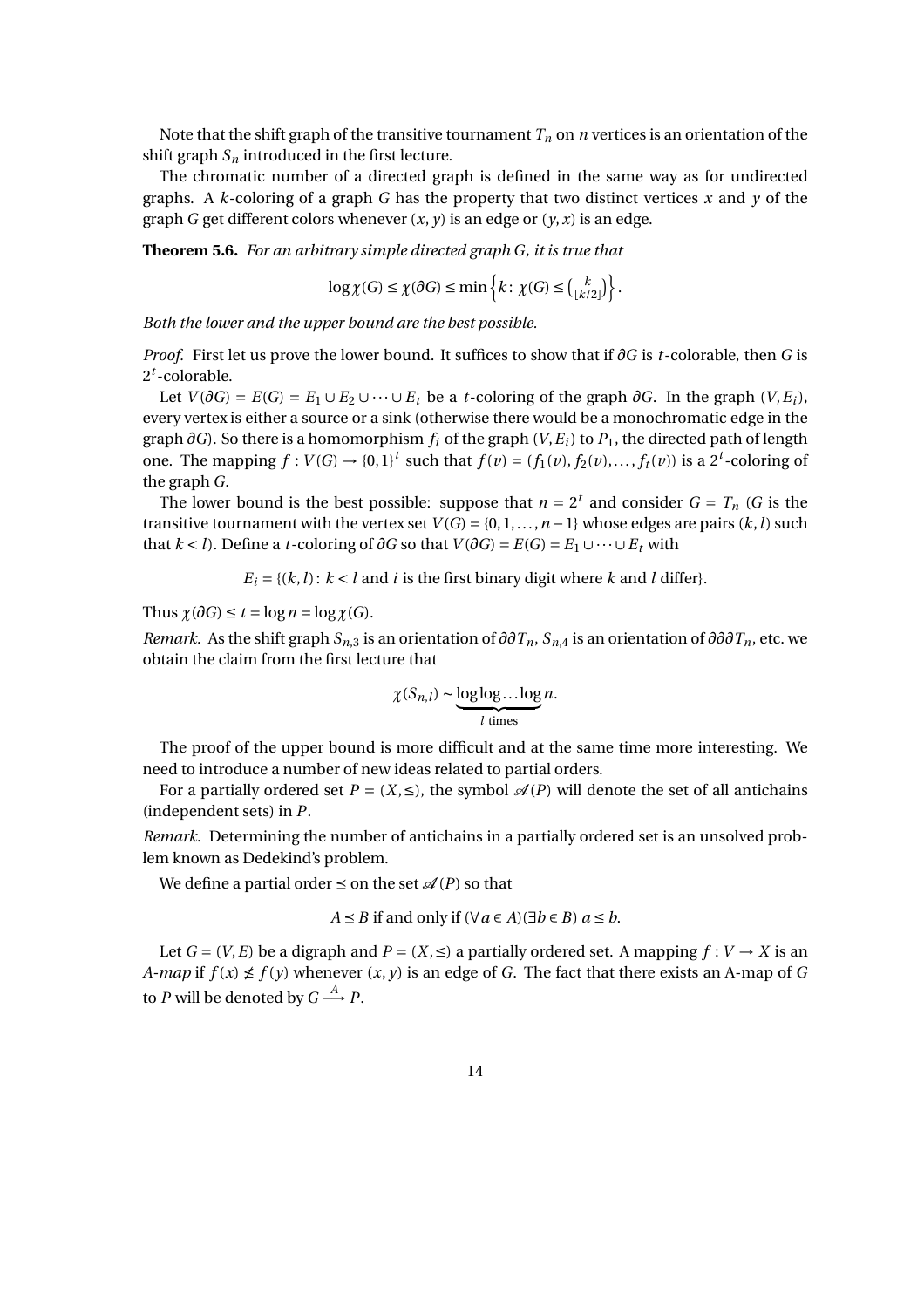Note that the shift graph of the transitive tournament $T_n$ on $n$ vertices is an orientation of the shift graph $S_n$ introduced in the first lecture.

The chromatic number of a directed graph is defined in the same way as for undirected graphs. A $k$-coloring of a graph $G$ has the property that two distinct vertices $x$ and $y$ of the graph $G$ get different colors whenever $(x, y)$ is an edge or $(y, x)$ is an edge.

**Theorem 5.6.** *For an arbitrary simple directed graph $G$, it is true that*

$$\log \chi(G) \leq \chi(\partial G) \leq \min\left\{k \colon \chi(G) \leq \binom{k}{\lfloor k/2 \rfloor}\right\}.$$

*Both the lower and the upper bound are the best possible.*

*Proof.* First let us prove the lower bound. It suffices to show that if $\partial G$ is $t$-colorable, then $G$ is $2^t$-colorable.

Let $V(\partial G) = E(G) = E_1 \cup E_2 \cup \cdots \cup E_t$ be a $t$-coloring of the graph $\partial G$. In the graph $(V, E_i)$, every vertex is either a source or a sink (otherwise there would be a monochromatic edge in the graph $\partial G$). So there is a homomorphism $f_i$ of the graph $(V, E_i)$ to $P_1$, the directed path of length one. The mapping $f : V(G) \to \{0,1\}^t$ such that $f(v) = (f_1(v), f_2(v), \ldots, f_t(v))$ is a $2^t$-coloring of the graph $G$.

The lower bound is the best possible: suppose that $n = 2^t$ and consider $G = T_n$ ($G$ is the transitive tournament with the vertex set $V(G) = \{0, 1, \ldots, n-1\}$ whose edges are pairs $(k, l)$ such that $k < l$). Define a $t$-coloring of $\partial G$ so that $V(\partial G) = E(G) = E_1 \cup \cdots \cup E_t$ with

$$E_i = \{(k, l) \colon k < l \text{ and } i \text{ is the first binary digit where } k \text{ and } l \text{ differ}\}.$$

Thus $\chi(\partial G) \leq t = \log n = \log \chi(G)$.

*Remark.* As the shift graph $S_{n,3}$ is an orientation of $\partial\partial T_n$, $S_{n,4}$ is an orientation of $\partial\partial\partial T_n$, etc. we obtain the claim from the first lecture that

$$\chi(S_{n,l}) \sim \underbrace{\log\log\ldots\log}_{l \text{ times}} n.$$

The proof of the upper bound is more difficult and at the same time more interesting. We need to introduce a number of new ideas related to partial orders.

For a partially ordered set $P = (X, \leq)$, the symbol $\mathscr{A}(P)$ will denote the set of all antichains (independent sets) in $P$.

*Remark.* Determining the number of antichains in a partially ordered set is an unsolved problem known as Dedekind's problem.

We define a partial order $\preceq$ on the set $\mathscr{A}(P)$ so that

$$A \preceq B \text{ if and only if } (\forall a \in A)(\exists b \in B)\; a \leq b.$$

Let $G = (V, E)$ be a digraph and $P = (X, \leq)$ a partially ordered set. A mapping $f : V \to X$ is an *A-map* if $f(x) \nleq f(y)$ whenever $(x, y)$ is an edge of $G$. The fact that there exists an A-map of $G$ to $P$ will be denoted by $G \xrightarrow{A} P$.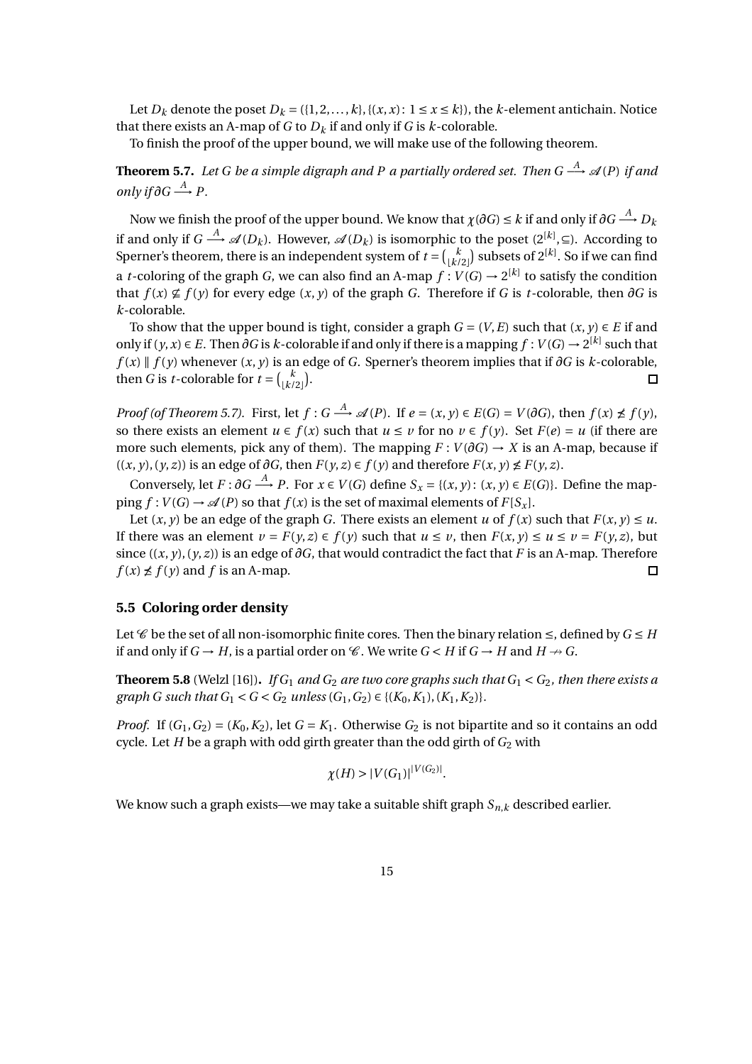Let $D_k$ denote the poset $D_k = (\{1,2,\dots,k\}, \{(x,x)\colon 1 \le x \le k\})$, the $k$-element antichain. Notice that there exists an A-map of $G$ to $D_k$ if and only if $G$ is $k$-colorable.

To finish the proof of the upper bound, we will make use of the following theorem.

**Theorem 5.7.** *Let $G$ be a simple digraph and $P$ a partially ordered set. Then $G \xrightarrow{A} \mathscr{A}(P)$ if and only if $\partial G \xrightarrow{A} P$.*

Now we finish the proof of the upper bound. We know that $\chi(\partial G) \le k$ if and only if $\partial G \xrightarrow{A} D_k$ if and only if $G \xrightarrow{A} \mathscr{A}(D_k)$. However, $\mathscr{A}(D_k)$ is isomorphic to the poset $(2^{[k]}, \subseteq)$. According to Sperner's theorem, there is an independent system of $t = \binom{k}{\lfloor k/2 \rfloor}$ subsets of $2^{[k]}$. So if we can find a $t$-coloring of the graph $G$, we can also find an A-map $f : V(G) \to 2^{[k]}$ to satisfy the condition that $f(x) \not\subseteq f(y)$ for every edge $(x, y)$ of the graph $G$. Therefore if $G$ is $t$-colorable, then $\partial G$ is $k$-colorable.

To show that the upper bound is tight, consider a graph $G = (V, E)$ such that $(x, y) \in E$ if and only if $(y, x) \in E$. Then $\partial G$ is $k$-colorable if and only if there is a mapping $f : V(G) \to 2^{[k]}$ such that $f(x) \parallel f(y)$ whenever $(x, y)$ is an edge of $G$. Sperner's theorem implies that if $\partial G$ is $k$-colorable, then $G$ is $t$-colorable for $t = \binom{k}{\lfloor k/2 \rfloor}$. $\square$

*Proof (of Theorem 5.7).* First, let $f : G \xrightarrow{A} \mathscr{A}(P)$. If $e = (x, y) \in E(G) = V(\partial G)$, then $f(x) \not\le f(y)$, so there exists an element $u \in f(x)$ such that $u \le v$ for no $v \in f(y)$. Set $F(e) = u$ (if there are more such elements, pick any of them). The mapping $F : V(\partial G) \to X$ is an A-map, because if $((x, y), (y, z))$ is an edge of $\partial G$, then $F(y, z) \in f(y)$ and therefore $F(x, y) \not\le F(y, z)$.

Conversely, let $F : \partial G \xrightarrow{A} P$. For $x \in V(G)$ define $S_x = \{(x, y)\colon (x, y) \in E(G)\}$. Define the mapping $f : V(G) \to \mathscr{A}(P)$ so that $f(x)$ is the set of maximal elements of $F[S_x]$.

Let $(x, y)$ be an edge of the graph $G$. There exists an element $u$ of $f(x)$ such that $F(x, y) \le u$. If there was an element $v = F(y, z) \in f(y)$ such that $u \le v$, then $F(x, y) \le u \le v = F(y, z)$, but since $((x, y), (y, z))$ is an edge of $\partial G$, that would contradict the fact that $F$ is an A-map. Therefore $f(x) \not\le f(y)$ and $f$ is an A-map. $\square$

## 5.5 Coloring order density

Let $\mathscr{C}$ be the set of all non-isomorphic finite cores. Then the binary relation $\le$, defined by $G \le H$ if and only if $G \to H$, is a partial order on $\mathscr{C}$. We write $G < H$ if $G \to H$ and $H \not\to G$.

**Theorem 5.8** (Welzl [16])**.** *If $G_1$ and $G_2$ are two core graphs such that $G_1 < G_2$, then there exists a graph $G$ such that $G_1 < G < G_2$ unless $(G_1, G_2) \in \{(K_0, K_1), (K_1, K_2)\}$.*

*Proof.* If $(G_1, G_2) = (K_0, K_2)$, let $G = K_1$. Otherwise $G_2$ is not bipartite and so it contains an odd cycle. Let $H$ be a graph with odd girth greater than the odd girth of $G_2$ with

$$\chi(H) > |V(G_1)|^{|V(G_2)|}.$$

We know such a graph exists—we may take a suitable shift graph $S_{n,k}$ described earlier.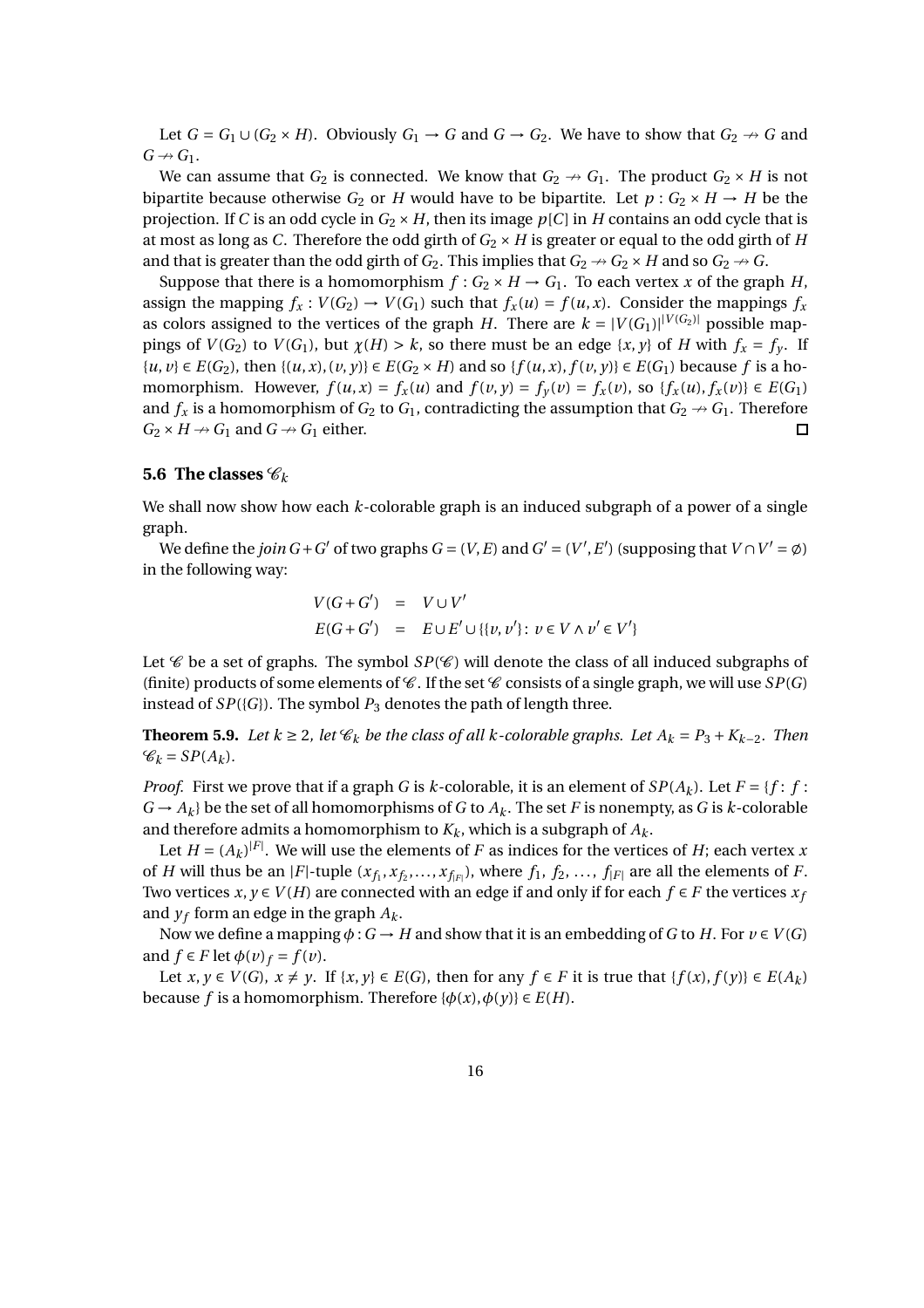Let $G = G_1 \cup (G_2 \times H)$. Obviously $G_1 \to G$ and $G \to G_2$. We have to show that $G_2 \nrightarrow G$ and $G \nrightarrow G_1$.

We can assume that $G_2$ is connected. We know that $G_2 \nrightarrow G_1$. The product $G_2 \times H$ is not bipartite because otherwise $G_2$ or $H$ would have to be bipartite. Let $p : G_2 \times H \to H$ be the projection. If $C$ is an odd cycle in $G_2 \times H$, then its image $p[C]$ in $H$ contains an odd cycle that is at most as long as $C$. Therefore the odd girth of $G_2 \times H$ is greater or equal to the odd girth of $H$ and that is greater than the odd girth of $G_2$. This implies that $G_2 \nrightarrow G_2 \times H$ and so $G_2 \nrightarrow G$.

Suppose that there is a homomorphism $f : G_2 \times H \to G_1$. To each vertex $x$ of the graph $H$, assign the mapping $f_x : V(G_2) \to V(G_1)$ such that $f_x(u) = f(u, x)$. Consider the mappings $f_x$ as colors assigned to the vertices of the graph $H$. There are $k = |V(G_1)|^{|V(G_2)|}$ possible mappings of $V(G_2)$ to $V(G_1)$, but $\chi(H) > k$, so there must be an edge $\{x, y\}$ of $H$ with $f_x = f_y$. If $\{u, v\} \in E(G_2)$, then $\{(u, x), (v, y)\} \in E(G_2 \times H)$ and so $\{f(u, x), f(v, y)\} \in E(G_1)$ because $f$ is a homomorphism. However, $f(u, x) = f_x(u)$ and $f(v, y) = f_y(v) = f_x(v)$, so $\{f_x(u), f_x(v)\} \in E(G_1)$ and $f_x$ is a homomorphism of $G_2$ to $G_1$, contradicting the assumption that $G_2 \nrightarrow G_1$. Therefore $G_2 \times H \nrightarrow G_1$ and $G \nrightarrow G_1$ either. □

### 5.6 The classes $\mathscr{C}_k$

We shall now show how each $k$-colorable graph is an induced subgraph of a power of a single graph.

We define the *join* $G + G'$ of two graphs $G = (V, E)$ and $G' = (V', E')$ (supposing that $V \cap V' = \emptyset$) in the following way:

$$
\begin{aligned}
V(G + G') &= V \cup V' \\
E(G + G') &= E \cup E' \cup \{\{v, v'\} : v \in V \wedge v' \in V'\}
\end{aligned}
$$

Let $\mathscr{C}$ be a set of graphs. The symbol $SP(\mathscr{C})$ will denote the class of all induced subgraphs of (finite) products of some elements of $\mathscr{C}$. If the set $\mathscr{C}$ consists of a single graph, we will use $SP(G)$ instead of $SP(\{G\})$. The symbol $P_3$ denotes the path of length three.

**Theorem 5.9.** *Let $k \geq 2$, let $\mathscr{C}_k$ be the class of all $k$-colorable graphs. Let $A_k = P_3 + K_{k-2}$. Then $\mathscr{C}_k = SP(A_k)$.*

*Proof.* First we prove that if a graph $G$ is $k$-colorable, it is an element of $SP(A_k)$. Let $F = \{f : f : G \to A_k\}$ be the set of all homomorphisms of $G$ to $A_k$. The set $F$ is nonempty, as $G$ is $k$-colorable and therefore admits a homomorphism to $K_k$, which is a subgraph of $A_k$.

Let $H = (A_k)^{|F|}$. We will use the elements of $F$ as indices for the vertices of $H$; each vertex $x$ of $H$ will thus be an $|F|$-tuple $(x_{f_1}, x_{f_2}, \ldots, x_{f_{|F|}})$, where $f_1, f_2, \ldots, f_{|F|}$ are all the elements of $F$. Two vertices $x, y \in V(H)$ are connected with an edge if and only if for each $f \in F$ the vertices $x_f$ and $y_f$ form an edge in the graph $A_k$.

Now we define a mapping $\phi : G \to H$ and show that it is an embedding of $G$ to $H$. For $v \in V(G)$ and $f \in F$ let $\phi(v)_f = f(v)$.

Let $x, y \in V(G)$, $x \neq y$. If $\{x, y\} \in E(G)$, then for any $f \in F$ it is true that $\{f(x), f(y)\} \in E(A_k)$ because $f$ is a homomorphism. Therefore $\{\phi(x), \phi(y)\} \in E(H)$.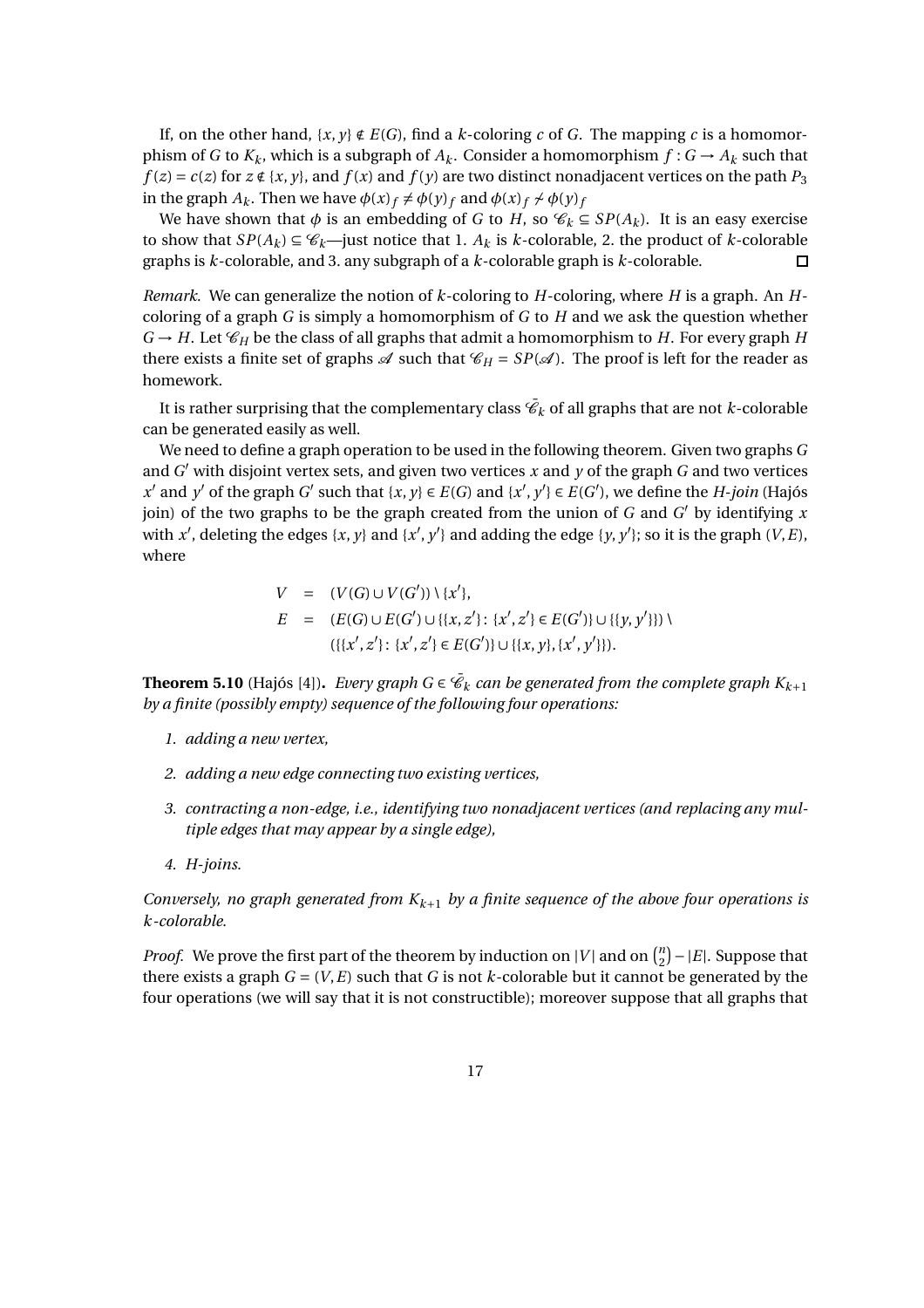If, on the other hand, $\{x, y\} \notin E(G)$, find a $k$-coloring $c$ of $G$. The mapping $c$ is a homomorphism of $G$ to $K_k$, which is a subgraph of $A_k$. Consider a homomorphism $f : G \to A_k$ such that $f(z) = c(z)$ for $z \notin \{x, y\}$, and $f(x)$ and $f(y)$ are two distinct nonadjacent vertices on the path $P_3$ in the graph $A_k$. Then we have $\phi(x)_f \neq \phi(y)_f$ and $\phi(x)_f \not\sim \phi(y)_f$

We have shown that $\phi$ is an embedding of $G$ to $H$, so $\mathscr{C}_k \subseteq SP(A_k)$. It is an easy exercise to show that $SP(A_k) \subseteq \mathscr{C}_k$—just notice that 1. $A_k$ is $k$-colorable, 2. the product of $k$-colorable graphs is $k$-colorable, and 3. any subgraph of a $k$-colorable graph is $k$-colorable. □

*Remark.* We can generalize the notion of $k$-coloring to $H$-coloring, where $H$ is a graph. An $H$-coloring of a graph $G$ is simply a homomorphism of $G$ to $H$ and we ask the question whether $G \to H$. Let $\mathscr{C}_H$ be the class of all graphs that admit a homomorphism to $H$. For every graph $H$ there exists a finite set of graphs $\mathscr{A}$ such that $\mathscr{C}_H = SP(\mathscr{A})$. The proof is left for the reader as homework.

It is rather surprising that the complementary class $\bar{\mathscr{C}}_k$ of all graphs that are not $k$-colorable can be generated easily as well.

We need to define a graph operation to be used in the following theorem. Given two graphs $G$ and $G'$ with disjoint vertex sets, and given two vertices $x$ and $y$ of the graph $G$ and two vertices $x'$ and $y'$ of the graph $G'$ such that $\{x, y\} \in E(G)$ and $\{x', y'\} \in E(G')$, we define the *H-join* (Hajós join) of the two graphs to be the graph created from the union of $G$ and $G'$ by identifying $x$ with $x'$, deleting the edges $\{x, y\}$ and $\{x', y'\}$ and adding the edge $\{y, y'\}$; so it is the graph $(V, E)$, where

$$
\begin{aligned}
V &= (V(G) \cup V(G')) \setminus \{x'\}, \\
E &= (E(G) \cup E(G') \cup \{\{x, z'\} \colon \{x', z'\} \in E(G')\} \cup \{\{y, y'\}\}) \setminus \\
&\quad (\{\{x', z'\} \colon \{x', z'\} \in E(G')\} \cup \{\{x, y\}, \{x', y'\}\}).
\end{aligned}
$$

**Theorem 5.10** (Hajós [4])**.** *Every graph $G \in \bar{\mathscr{C}}_k$ can be generated from the complete graph $K_{k+1}$ by a finite (possibly empty) sequence of the following four operations:*

1. *adding a new vertex,*
2. *adding a new edge connecting two existing vertices,*
3. *contracting a non-edge, i.e., identifying two nonadjacent vertices (and replacing any multiple edges that may appear by a single edge),*
4. *H-joins.*

*Conversely, no graph generated from $K_{k+1}$ by a finite sequence of the above four operations is $k$-colorable.*

*Proof.* We prove the first part of the theorem by induction on $|V|$ and on $\binom{n}{2} - |E|$. Suppose that there exists a graph $G = (V, E)$ such that $G$ is not $k$-colorable but it cannot be generated by the four operations (we will say that it is not constructible); moreover suppose that all graphs that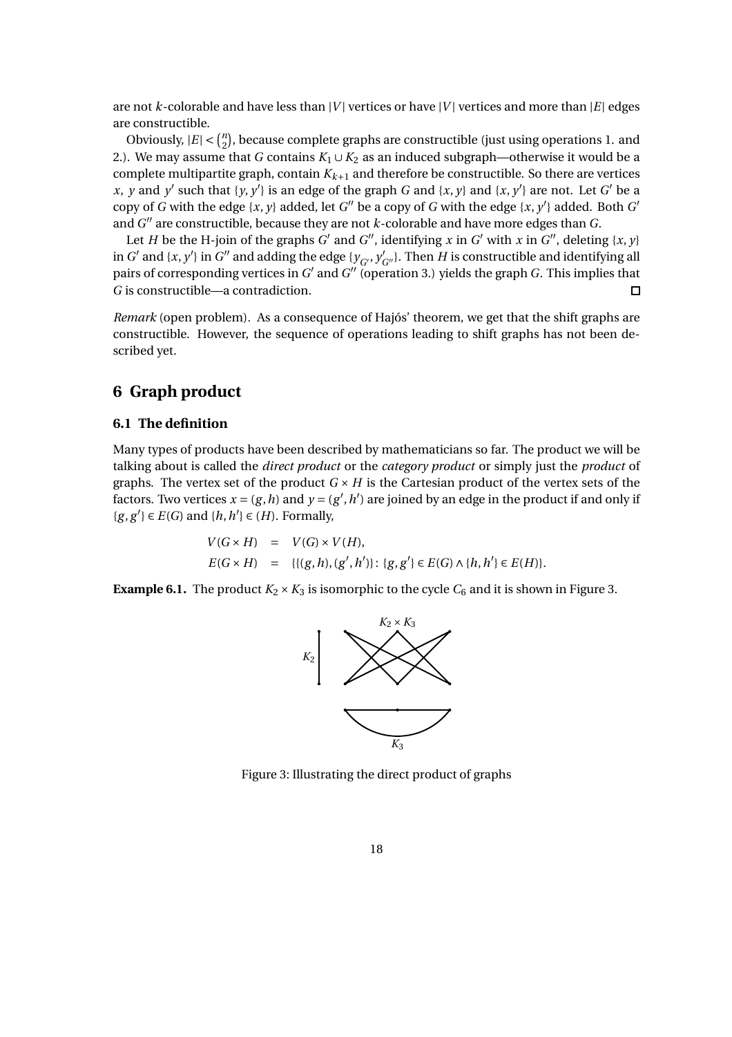are not $k$-colorable and have less than $|V|$ vertices or have $|V|$ vertices and more than $|E|$ edges are constructible.

Obviously, $|E| < \binom{n}{2}$, because complete graphs are constructible (just using operations 1. and 2.). We may assume that $G$ contains $K_1 \cup K_2$ as an induced subgraph—otherwise it would be a complete multipartite graph, contain $K_{k+1}$ and therefore be constructible. So there are vertices $x$, $y$ and $y'$ such that $\{y, y'\}$ is an edge of the graph $G$ and $\{x, y\}$ and $\{x, y'\}$ are not. Let $G'$ be a copy of $G$ with the edge $\{x, y\}$ added, let $G''$ be a copy of $G$ with the edge $\{x, y'\}$ added. Both $G'$ and $G''$ are constructible, because they are not $k$-colorable and have more edges than $G$.

Let $H$ be the H-join of the graphs $G'$ and $G''$, identifying $x$ in $G'$ with $x$ in $G''$, deleting $\{x, y\}$ in $G'$ and $\{x, y'\}$ in $G''$ and adding the edge $\{y_{G'}, y'_{G''}\}$. Then $H$ is constructible and identifying all pairs of corresponding vertices in $G'$ and $G''$ (operation 3.) yields the graph $G$. This implies that $G$ is constructible—a contradiction. □

*Remark* (open problem). As a consequence of Hajós' theorem, we get that the shift graphs are constructible. However, the sequence of operations leading to shift graphs has not been described yet.

# 6 Graph product

## 6.1 The definition

Many types of products have been described by mathematicians so far. The product we will be talking about is called the *direct product* or the *category product* or simply just the *product* of graphs. The vertex set of the product $G \times H$ is the Cartesian product of the vertex sets of the factors. Two vertices $x = (g, h)$ and $y = (g', h')$ are joined by an edge in the product if and only if $\{g, g'\} \in E(G)$ and $\{h, h'\} \in (H)$. Formally,

$$
\begin{aligned}
V(G \times H) &= V(G) \times V(H), \\
E(G \times H) &= \{\{(g, h), (g', h')\} \colon \{g, g'\} \in E(G) \wedge \{h, h'\} \in E(H)\}.
\end{aligned}
$$

**Example 6.1.** The product $K_2 \times K_3$ is isomorphic to the cycle $C_6$ and it is shown in Figure 3.

Figure 3: Illustrating the direct product of graphs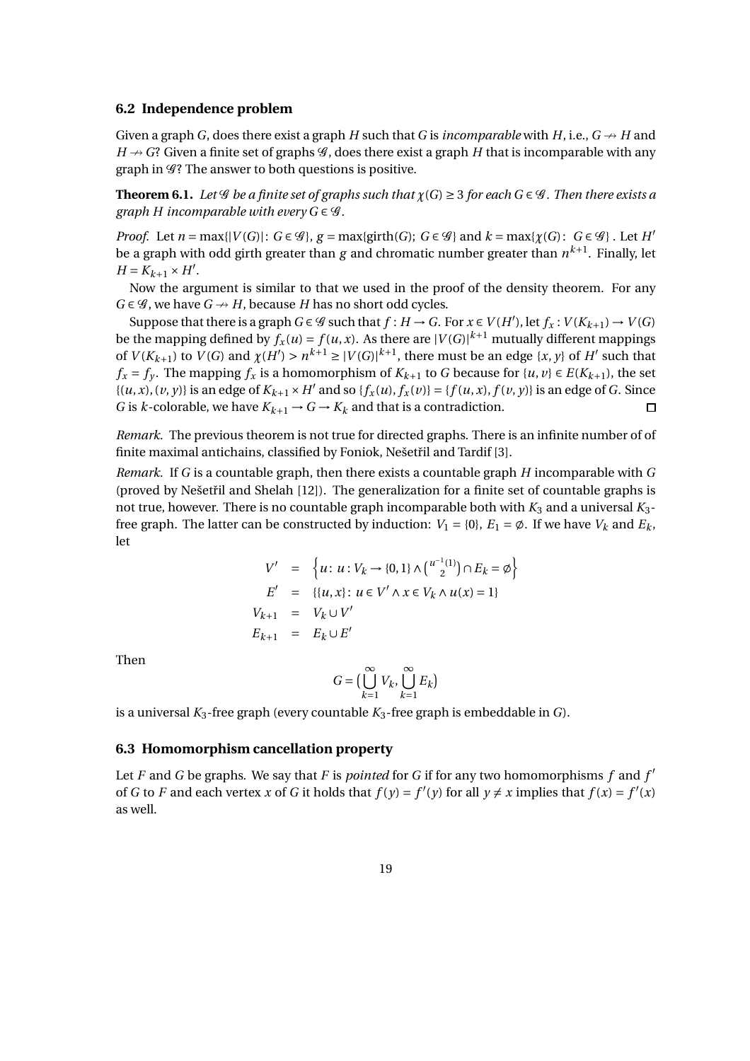### 6.2 Independence problem

Given a graph $G$, does there exist a graph $H$ such that $G$ is *incomparable* with $H$, i.e., $G \nrightarrow H$ and $H \nrightarrow G$? Given a finite set of graphs $\mathscr{G}$, does there exist a graph $H$ that is incomparable with any graph in $\mathscr{G}$? The answer to both questions is positive.

**Theorem 6.1.** *Let $\mathscr{G}$ be a finite set of graphs such that $\chi(G) \geq 3$ for each $G \in \mathscr{G}$. Then there exists a graph $H$ incomparable with every $G \in \mathscr{G}$.*

*Proof.* Let $n = \max\{|V(G)|\colon G \in \mathscr{G}\}$, $g = \max\{\text{girth}(G);\ G \in \mathscr{G}\}$ and $k = \max\{\chi(G)\colon G \in \mathscr{G}\}$ . Let $H'$ be a graph with odd girth greater than $g$ and chromatic number greater than $n^{k+1}$. Finally, let $H = K_{k+1} \times H'$.

Now the argument is similar to that we used in the proof of the density theorem. For any $G \in \mathscr{G}$, we have $G \nrightarrow H$, because $H$ has no short odd cycles.

Suppose that there is a graph $G \in \mathscr{G}$ such that $f : H \to G$. For $x \in V(H')$, let $f_x : V(K_{k+1}) \to V(G)$ be the mapping defined by $f_x(u) = f(u,x)$. As there are $|V(G)|^{k+1}$ mutually different mappings of $V(K_{k+1})$ to $V(G)$ and $\chi(H') > n^{k+1} \geq |V(G)|^{k+1}$, there must be an edge $\{x, y\}$ of $H'$ such that $f_x = f_y$. The mapping $f_x$ is a homomorphism of $K_{k+1}$ to $G$ because for $\{u, v\} \in E(K_{k+1})$, the set $\{(u,x),(v,y)\}$ is an edge of $K_{k+1} \times H'$ and so $\{f_x(u), f_x(v)\} = \{f(u,x), f(v,y)\}$ is an edge of $G$. Since $G$ is $k$-colorable, we have $K_{k+1} \to G \to K_k$ and that is a contradiction. □

*Remark.* The previous theorem is not true for directed graphs. There is an infinite number of of finite maximal antichains, classified by Foniok, Nešetřil and Tardif [3].

*Remark.* If $G$ is a countable graph, then there exists a countable graph $H$ incomparable with $G$ (proved by Nešetřil and Shelah [12]). The generalization for a finite set of countable graphs is not true, however. There is no countable graph incomparable both with $K_3$ and a universal $K_3$-free graph. The latter can be constructed by induction: $V_1 = \{0\}$, $E_1 = \emptyset$. If we have $V_k$ and $E_k$, let

$$
\begin{aligned}
V' &= \left\{u\colon u : V_k \to \{0,1\} \wedge \binom{u^{-1}(1)}{2} \cap E_k = \emptyset\right\} \\
E' &= \{\{u,x\}\colon u \in V' \wedge x \in V_k \wedge u(x) = 1\} \\
V_{k+1} &= V_k \cup V' \\
E_{k+1} &= E_k \cup E'
\end{aligned}
$$

Then

$$
G = \Big(\bigcup_{k=1}^{\infty} V_k, \bigcup_{k=1}^{\infty} E_k\Big)
$$

is a universal $K_3$-free graph (every countable $K_3$-free graph is embeddable in $G$).

### 6.3 Homomorphism cancellation property

Let $F$ and $G$ be graphs. We say that $F$ is *pointed* for $G$ if for any two homomorphisms $f$ and $f'$ of $G$ to $F$ and each vertex $x$ of $G$ it holds that $f(y) = f'(y)$ for all $y \neq x$ implies that $f(x) = f'(x)$ as well.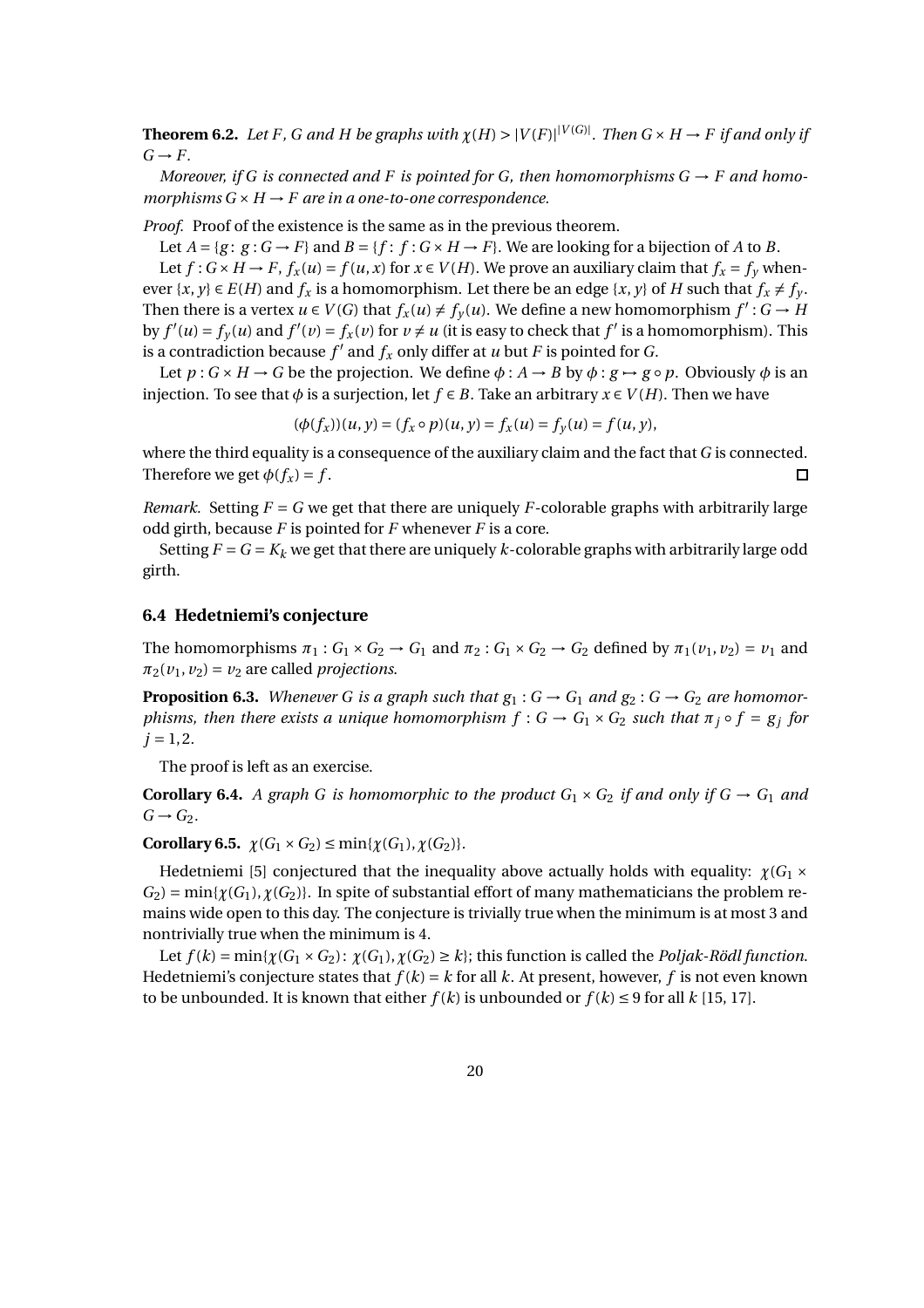**Theorem 6.2.** *Let $F$, $G$ and $H$ be graphs with $\chi(H) > |V(F)|^{|V(G)|}$. Then $G \times H \to F$ if and only if $G \to F$.*

*Moreover, if $G$ is connected and $F$ is pointed for $G$, then homomorphisms $G \to F$ and homomorphisms $G \times H \to F$ are in a one-to-one correspondence.*

*Proof.* Proof of the existence is the same as in the previous theorem.

Let $A = \{g\colon g : G \to F\}$ and $B = \{f\colon f : G \times H \to F\}$. We are looking for a bijection of $A$ to $B$.

Let $f : G \times H \to F$, $f_x(u) = f(u, x)$ for $x \in V(H)$. We prove an auxiliary claim that $f_x = f_y$ whenever $\{x, y\} \in E(H)$ and $f_x$ is a homomorphism. Let there be an edge $\{x, y\}$ of $H$ such that $f_x \neq f_y$. Then there is a vertex $u \in V(G)$ that $f_x(u) \neq f_y(u)$. We define a new homomorphism $f' : G \to H$ by $f'(u) = f_y(u)$ and $f'(v) = f_x(v)$ for $v \neq u$ (it is easy to check that $f'$ is a homomorphism). This is a contradiction because $f'$ and $f_x$ only differ at $u$ but $F$ is pointed for $G$.

Let $p : G \times H \to G$ be the projection. We define $\phi : A \to B$ by $\phi : g \mapsto g \circ p$. Obviously $\phi$ is an injection. To see that $\phi$ is a surjection, let $f \in B$. Take an arbitrary $x \in V(H)$. Then we have

$$(\phi(f_x))(u, y) = (f_x \circ p)(u, y) = f_x(u) = f_y(u) = f(u, y),$$

where the third equality is a consequence of the auxiliary claim and the fact that $G$ is connected. Therefore we get $\phi(f_x) = f$. □

*Remark.* Setting $F = G$ we get that there are uniquely $F$-colorable graphs with arbitrarily large odd girth, because $F$ is pointed for $F$ whenever $F$ is a core.

Setting $F = G = K_k$ we get that there are uniquely $k$-colorable graphs with arbitrarily large odd girth.

### 6.4 Hedetniemi's conjecture

The homomorphisms $\pi_1 : G_1 \times G_2 \to G_1$ and $\pi_2 : G_1 \times G_2 \to G_2$ defined by $\pi_1(v_1, v_2) = v_1$ and $\pi_2(v_1, v_2) = v_2$ are called *projections*.

**Proposition 6.3.** *Whenever $G$ is a graph such that $g_1 : G \to G_1$ and $g_2 : G \to G_2$ are homomorphisms, then there exists a unique homomorphism $f : G \to G_1 \times G_2$ such that $\pi_j \circ f = g_j$ for $j = 1, 2$.*

The proof is left as an exercise.

**Corollary 6.4.** *A graph $G$ is homomorphic to the product $G_1 \times G_2$ if and only if $G \to G_1$ and $G \to G_2$.*

**Corollary 6.5.** $\chi(G_1 \times G_2) \leq \min\{\chi(G_1), \chi(G_2)\}$.

Hedetniemi [5] conjectured that the inequality above actually holds with equality: $\chi(G_1 \times G_2) = \min\{\chi(G_1), \chi(G_2)\}$. In spite of substantial effort of many mathematicians the problem remains wide open to this day. The conjecture is trivially true when the minimum is at most 3 and nontrivially true when the minimum is 4.

Let $f(k) = \min\{\chi(G_1 \times G_2)\colon \chi(G_1), \chi(G_2) \geq k\}$; this function is called the *Poljak-Rödl function*. Hedetniemi's conjecture states that $f(k) = k$ for all $k$. At present, however, $f$ is not even known to be unbounded. It is known that either $f(k)$ is unbounded or $f(k) \leq 9$ for all $k$ [15, 17].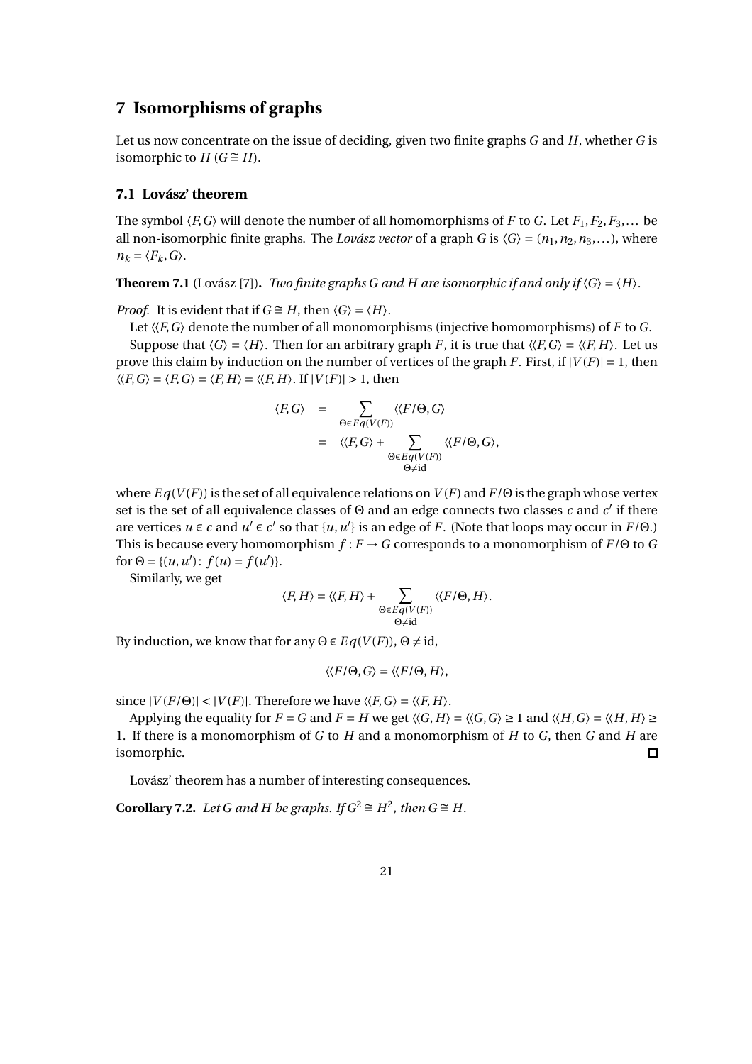# 7 Isomorphisms of graphs

Let us now concentrate on the issue of deciding, given two finite graphs $G$ and $H$, whether $G$ is isomorphic to $H$ ($G \cong H$).

## 7.1 Lovász' theorem

The symbol $\langle F, G\rangle$ will denote the number of all homomorphisms of $F$ to $G$. Let $F_1, F_2, F_3, \ldots$ be all non-isomorphic finite graphs. The *Lovász vector* of a graph $G$ is $\langle G\rangle = (n_1, n_2, n_3, \ldots)$, where $n_k = \langle F_k, G\rangle$.

**Theorem 7.1** (Lovász [7])**.** *Two finite graphs $G$ and $H$ are isomorphic if and only if $\langle G\rangle = \langle H\rangle$.*

*Proof.* It is evident that if $G \cong H$, then $\langle G\rangle = \langle H\rangle$.

Let $\langle\langle F, G\rangle$ denote the number of all monomorphisms (injective homomorphisms) of $F$ to $G$.

Suppose that $\langle G\rangle = \langle H\rangle$. Then for an arbitrary graph $F$, it is true that $\langle\langle F, G\rangle = \langle\langle F, H\rangle$. Let us prove this claim by induction on the number of vertices of the graph $F$. First, if $|V(F)| = 1$, then $\langle\langle F, G\rangle = \langle F, G\rangle = \langle F, H\rangle = \langle\langle F, H\rangle$. If $|V(F)| > 1$, then

$$
\begin{aligned}
\langle F, G\rangle &= \sum_{\Theta \in Eq(V(F))} \langle\langle F/\Theta, G\rangle \\
&= \langle\langle F, G\rangle + \sum_{\substack{\Theta \in Eq(V(F)) \\ \Theta \neq \mathrm{id}}} \langle\langle F/\Theta, G\rangle,
\end{aligned}
$$

where $Eq(V(F))$ is the set of all equivalence relations on $V(F)$ and $F/\Theta$ is the graph whose vertex set is the set of all equivalence classes of $\Theta$ and an edge connects two classes $c$ and $c'$ if there are vertices $u \in c$ and $u' \in c'$ so that $\{u, u'\}$ is an edge of $F$. (Note that loops may occur in $F/\Theta$.) This is because every homomorphism $f : F \to G$ corresponds to a monomorphism of $F/\Theta$ to $G$ for $\Theta = \{(u, u') : f(u) = f(u')\}$.

Similarly, we get

$$
\langle F, H\rangle = \langle\langle F, H\rangle + \sum_{\substack{\Theta \in Eq(V(F)) \\ \Theta \neq \mathrm{id}}} \langle\langle F/\Theta, H\rangle.
$$

By induction, we know that for any $\Theta \in Eq(V(F))$, $\Theta \neq \mathrm{id}$,

$$
\langle\langle F/\Theta, G\rangle = \langle\langle F/\Theta, H\rangle,
$$

since $|V(F/\Theta)| < |V(F)|$. Therefore we have $\langle\langle F, G\rangle = \langle\langle F, H\rangle$.

Applying the equality for $F = G$ and $F = H$ we get $\langle\langle G, H\rangle = \langle\langle G, G\rangle \geq 1$ and $\langle\langle H, G\rangle = \langle\langle H, H\rangle \geq 1$. If there is a monomorphism of $G$ to $H$ and a monomorphism of $H$ to $G$, then $G$ and $H$ are isomorphic. ☐

Lovász' theorem has a number of interesting consequences.

**Corollary 7.2.** *Let $G$ and $H$ be graphs. If $G^2 \cong H^2$, then $G \cong H$.*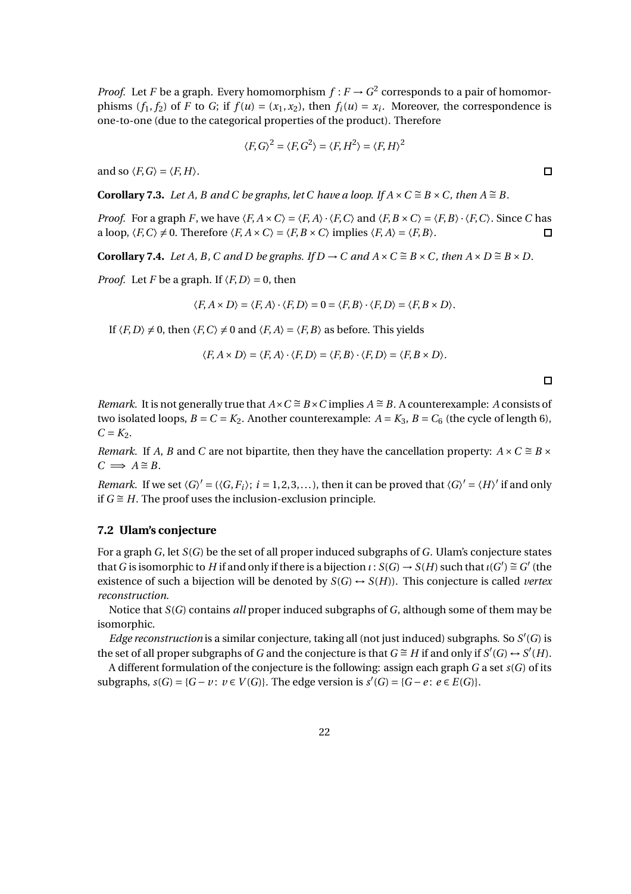*Proof.* Let $F$ be a graph. Every homomorphism $f : F \to G^2$ corresponds to a pair of homomorphisms $(f_1, f_2)$ of $F$ to $G$; if $f(u) = (x_1, x_2)$, then $f_i(u) = x_i$. Moreover, the correspondence is one-to-one (due to the categorical properties of the product). Therefore

$$\langle F, G\rangle^2 = \langle F, G^2\rangle = \langle F, H^2\rangle = \langle F, H\rangle^2$$

and so $\langle F, G\rangle = \langle F, H\rangle$. □

**Corollary 7.3.** *Let $A$, $B$ and $C$ be graphs, let $C$ have a loop. If $A \times C \cong B \times C$, then $A \cong B$.*

*Proof.* For a graph $F$, we have $\langle F, A \times C\rangle = \langle F, A\rangle \cdot \langle F, C\rangle$ and $\langle F, B \times C\rangle = \langle F, B\rangle \cdot \langle F, C\rangle$. Since $C$ has a loop, $\langle F, C\rangle \neq 0$. Therefore $\langle F, A \times C\rangle = \langle F, B \times C\rangle$ implies $\langle F, A\rangle = \langle F, B\rangle$. □

**Corollary 7.4.** *Let $A$, $B$, $C$ and $D$ be graphs. If $D \to C$ and $A \times C \cong B \times C$, then $A \times D \cong B \times D$.*

*Proof.* Let $F$ be a graph. If $\langle F, D\rangle = 0$, then

$$\langle F, A \times D\rangle = \langle F, A\rangle \cdot \langle F, D\rangle = 0 = \langle F, B\rangle \cdot \langle F, D\rangle = \langle F, B \times D\rangle.$$

If $\langle F, D\rangle \neq 0$, then $\langle F, C\rangle \neq 0$ and $\langle F, A\rangle = \langle F, B\rangle$ as before. This yields

$$\langle F, A \times D\rangle = \langle F, A\rangle \cdot \langle F, D\rangle = \langle F, B\rangle \cdot \langle F, D\rangle = \langle F, B \times D\rangle.$$

□

*Remark.* It is not generally true that $A \times C \cong B \times C$ implies $A \cong B$. A counterexample: $A$ consists of two isolated loops, $B = C = K_2$. Another counterexample: $A = K_3$, $B = C_6$ (the cycle of length 6), $C = K_2$.

*Remark.* If $A$, $B$ and $C$ are not bipartite, then they have the cancellation property: $A \times C \cong B \times C \implies A \cong B$.

*Remark.* If we set $\langle G\rangle' = (\langle G, F_i\rangle;\ i = 1, 2, 3, \dots)$, then it can be proved that $\langle G\rangle' = \langle H\rangle'$ if and only if $G \cong H$. The proof uses the inclusion-exclusion principle.

### 7.2 Ulam's conjecture

For a graph $G$, let $S(G)$ be the set of all proper induced subgraphs of $G$. Ulam's conjecture states that $G$ is isomorphic to $H$ if and only if there is a bijection $\iota : S(G) \to S(H)$ such that $\iota(G') \cong G'$ (the existence of such a bijection will be denoted by $S(G) \leftrightarrow S(H)$). This conjecture is called *vertex reconstruction*.

Notice that $S(G)$ contains *all* proper induced subgraphs of $G$, although some of them may be isomorphic.

*Edge reconstruction* is a similar conjecture, taking all (not just induced) subgraphs. So $S'(G)$ is the set of all proper subgraphs of $G$ and the conjecture is that $G \cong H$ if and only if $S'(G) \leftrightarrow S'(H)$.

A different formulation of the conjecture is the following: assign each graph $G$ a set $s(G)$ of its subgraphs, $s(G) = \{G - v\colon v \in V(G)\}$. The edge version is $s'(G) = \{G - e\colon e \in E(G)\}$.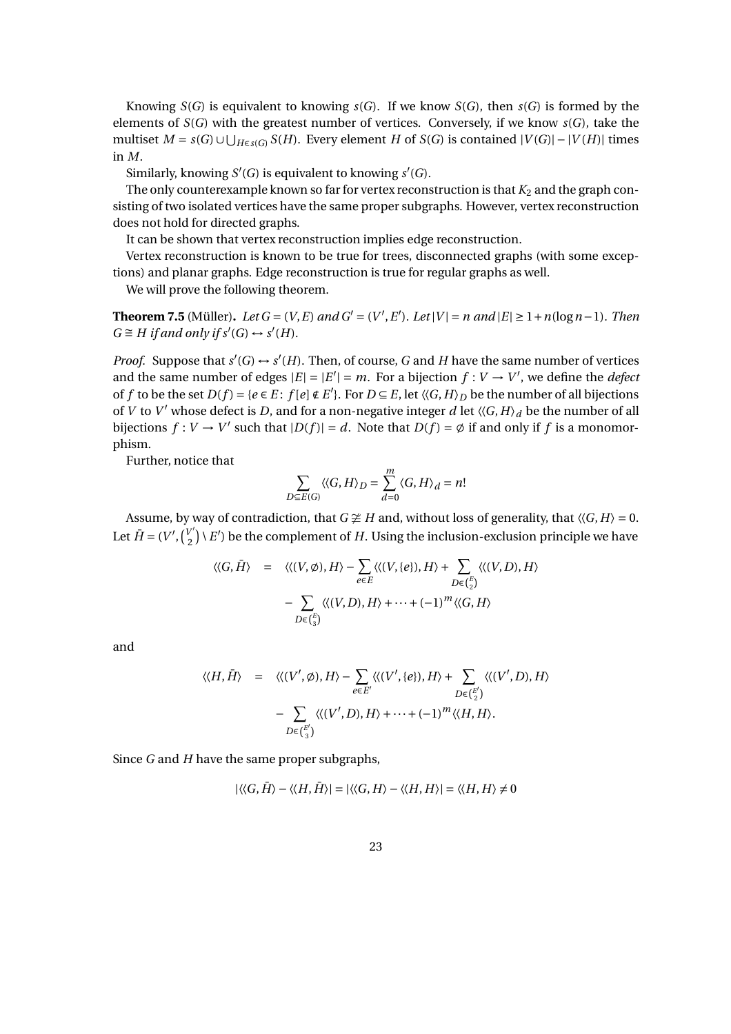Knowing $S(G)$ is equivalent to knowing $s(G)$. If we know $S(G)$, then $s(G)$ is formed by the elements of $S(G)$ with the greatest number of vertices. Conversely, if we know $s(G)$, take the multiset $M = s(G) \cup \bigcup_{H \in s(G)} S(H)$. Every element $H$ of $S(G)$ is contained $|V(G)| - |V(H)|$ times in $M$.

Similarly, knowing $S'(G)$ is equivalent to knowing $s'(G)$.

The only counterexample known so far for vertex reconstruction is that $K_2$ and the graph consisting of two isolated vertices have the same proper subgraphs. However, vertex reconstruction does not hold for directed graphs.

It can be shown that vertex reconstruction implies edge reconstruction.

Vertex reconstruction is known to be true for trees, disconnected graphs (with some exceptions) and planar graphs. Edge reconstruction is true for regular graphs as well.

We will prove the following theorem.

**Theorem 7.5** (Müller)**.** *Let $G = (V, E)$ and $G' = (V', E')$. Let $|V| = n$ and $|E| \geq 1 + n(\log n - 1)$. Then $G \cong H$ if and only if $s'(G) \leftrightarrow s'(H)$.*

*Proof.* Suppose that $s'(G) \leftrightarrow s'(H)$. Then, of course, $G$ and $H$ have the same number of vertices and the same number of edges $|E| = |E'| = m$. For a bijection $f : V \to V'$, we define the *defect* of $f$ to be the set $D(f) = \{e \in E \colon f[e] \notin E'\}$. For $D \subseteq E$, let $\langle\langle G, H \rangle_D$ be the number of all bijections of $V$ to $V'$ whose defect is $D$, and for a non-negative integer $d$ let $\langle G, H \rangle_d$ be the number of all bijections $f : V \to V'$ such that $|D(f)| = d$. Note that $D(f) = \emptyset$ if and only if $f$ is a monomorphism.

Further, notice that

$$\sum_{D \subseteq E(G)} \langle\langle G, H \rangle_D = \sum_{d=0}^{m} \langle G, H \rangle_d = n!$$

Assume, by way of contradiction, that $G \ncong H$ and, without loss of generality, that $\langle\langle G, H \rangle = 0$. Let $\bar{H} = (V', \binom{V'}{2} \setminus E')$ be the complement of $H$. Using the inclusion-exclusion principle we have

$$\begin{aligned}
\langle\langle G, \bar{H} \rangle &= \langle\langle (V, \emptyset), H \rangle - \sum_{e \in E} \langle\langle (V, \{e\}), H \rangle + \sum_{D \in \binom{E}{2}} \langle\langle (V, D), H \rangle \\
&\quad - \sum_{D \in \binom{E}{3}} \langle\langle (V, D), H \rangle + \cdots + (-1)^m \langle\langle G, H \rangle
\end{aligned}$$

and

$$\begin{aligned}
\langle\langle H, \bar{H} \rangle &= \langle\langle (V', \emptyset), H \rangle - \sum_{e \in E'} \langle\langle (V', \{e\}), H \rangle + \sum_{D \in \binom{E'}{2}} \langle\langle (V', D), H \rangle \\
&\quad - \sum_{D \in \binom{E'}{3}} \langle\langle (V', D), H \rangle + \cdots + (-1)^m \langle\langle H, H \rangle.
\end{aligned}$$

Since $G$ and $H$ have the same proper subgraphs,

$$|\langle\langle G, \bar{H} \rangle - \langle\langle H, \bar{H} \rangle| = |\langle\langle G, H \rangle - \langle\langle H, H \rangle| = \langle\langle H, H \rangle \neq 0$$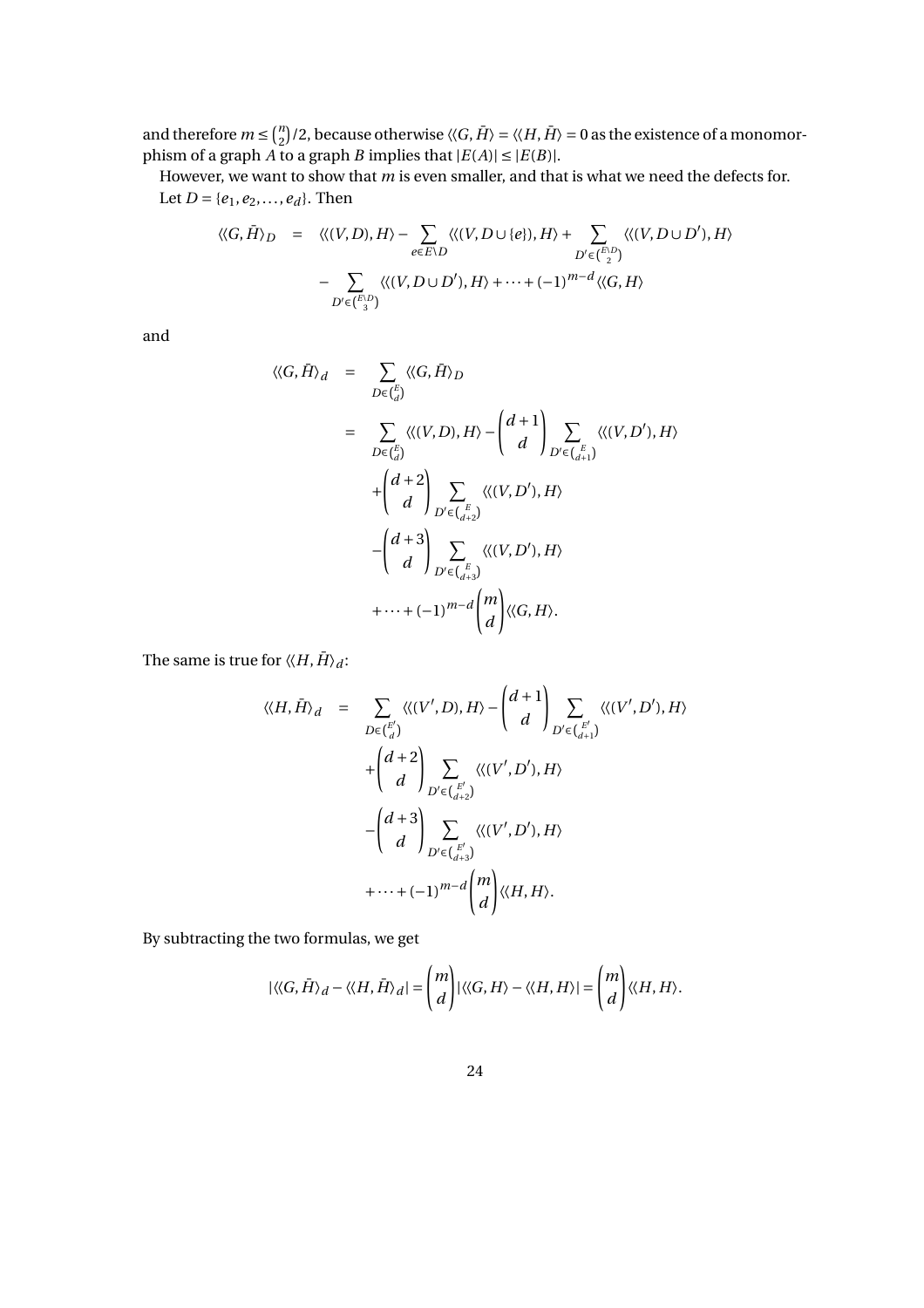and therefore $m \leq \binom{n}{2}/2$, because otherwise $\langle\langle G, \bar{H}\rangle = \langle\langle H, \bar{H}\rangle = 0$ as the existence of a monomorphism of a graph $A$ to a graph $B$ implies that $|E(A)| \leq |E(B)|$.

However, we want to show that $m$ is even smaller, and that is what we need the defects for.

Let $D = \{e_1, e_2, \ldots, e_d\}$. Then

$$
\begin{aligned}
\langle\langle G, \bar{H}\rangle_D &= \langle\langle (V, D), H\rangle - \sum_{e \in E \setminus D} \langle\langle (V, D \cup \{e\}), H\rangle + \sum_{D' \in \binom{E \setminus D}{2}} \langle\langle (V, D \cup D'), H\rangle \\
&\quad - \sum_{D' \in \binom{E \setminus D}{3}} \langle\langle (V, D \cup D'), H\rangle + \cdots + (-1)^{m-d} \langle\langle G, H\rangle
\end{aligned}
$$

and

$$
\begin{aligned}
\langle\langle G, \bar{H}\rangle_d &= \sum_{D \in \binom{E}{d}} \langle\langle G, \bar{H}\rangle_D \\
&= \sum_{D \in \binom{E}{d}} \langle\langle (V, D), H\rangle - \binom{d+1}{d} \sum_{D' \in \binom{E}{d+1}} \langle\langle (V, D'), H\rangle \\
&\quad + \binom{d+2}{d} \sum_{D' \in \binom{E}{d+2}} \langle\langle (V, D'), H\rangle \\
&\quad - \binom{d+3}{d} \sum_{D' \in \binom{E}{d+3}} \langle\langle (V, D'), H\rangle \\
&\quad + \cdots + (-1)^{m-d} \binom{m}{d} \langle\langle G, H\rangle.
\end{aligned}
$$

The same is true for $\langle\langle H, \bar{H}\rangle_d$:

$$
\begin{aligned}
\langle\langle H, \bar{H}\rangle_d &= \sum_{D \in \binom{E'}{d}} \langle\langle (V', D), H\rangle - \binom{d+1}{d} \sum_{D' \in \binom{E'}{d+1}} \langle\langle (V', D'), H\rangle \\
&\quad + \binom{d+2}{d} \sum_{D' \in \binom{E'}{d+2}} \langle\langle (V', D'), H\rangle \\
&\quad - \binom{d+3}{d} \sum_{D' \in \binom{E'}{d+3}} \langle\langle (V', D'), H\rangle \\
&\quad + \cdots + (-1)^{m-d} \binom{m}{d} \langle\langle H, H\rangle.
\end{aligned}
$$

By subtracting the two formulas, we get

$$
|\langle\langle G, \bar{H}\rangle_d - \langle\langle H, \bar{H}\rangle_d| = \binom{m}{d} |\langle\langle G, H\rangle - \langle\langle H, H\rangle| = \binom{m}{d} \langle\langle H, H\rangle.
$$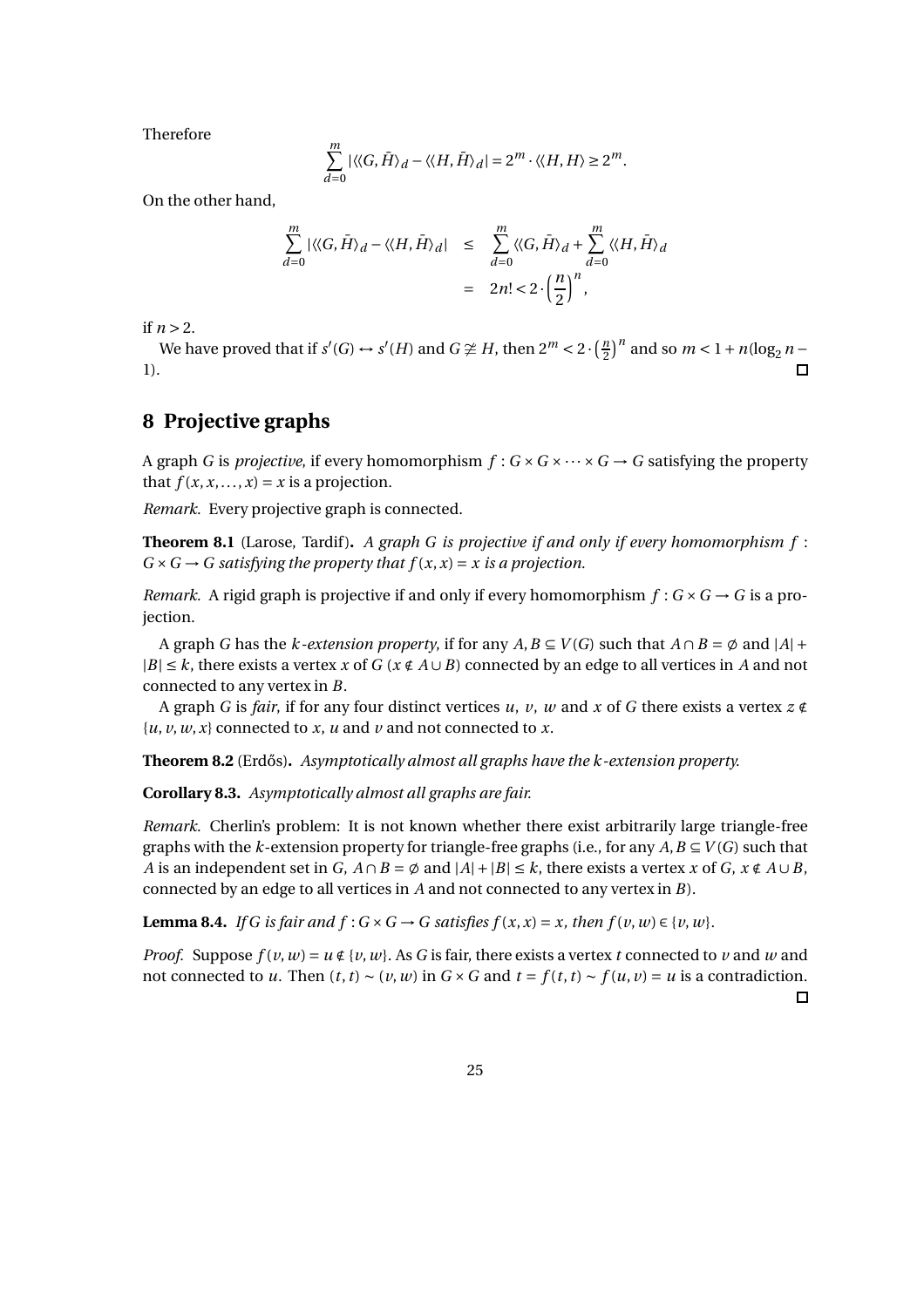Therefore

$$\sum_{d=0}^{m} |\langle\langle G, \bar{H}\rangle_d - \langle\langle H, \bar{H}\rangle_d| = 2^m \cdot \langle\langle H, H\rangle \geq 2^m.$$

On the other hand,

$$\begin{aligned}\sum_{d=0}^{m} |\langle\langle G, \bar{H}\rangle_d - \langle\langle H, \bar{H}\rangle_d| &\leq \sum_{d=0}^{m} \langle\langle G, \bar{H}\rangle_d + \sum_{d=0}^{m} \langle\langle H, \bar{H}\rangle_d \\ &= 2n! < 2 \cdot \left(\frac{n}{2}\right)^n,\end{aligned}$$

if $n > 2$.

We have proved that if $s'(G) \leftrightarrow s'(H)$ and $G \not\cong H$, then $2^m < 2 \cdot \left(\frac{n}{2}\right)^n$ and so $m < 1 + n(\log_2 n - 1)$. □

## 8 Projective graphs

A graph $G$ is *projective*, if every homomorphism $f : G \times G \times \cdots \times G \to G$ satisfying the property that $f(x, x, \ldots, x) = x$ is a projection.

*Remark.* Every projective graph is connected.

**Theorem 8.1** (Larose, Tardif)**.** *A graph $G$ is projective if and only if every homomorphism $f : G \times G \to G$ satisfying the property that $f(x, x) = x$ is a projection.*

*Remark.* A rigid graph is projective if and only if every homomorphism $f : G \times G \to G$ is a projection.

A graph $G$ has the *$k$-extension property*, if for any $A, B \subseteq V(G)$ such that $A \cap B = \emptyset$ and $|A| + |B| \leq k$, there exists a vertex $x$ of $G$ ($x \notin A \cup B$) connected by an edge to all vertices in $A$ and not connected to any vertex in $B$.

A graph $G$ is *fair*, if for any four distinct vertices $u$, $v$, $w$ and $x$ of $G$ there exists a vertex $z \notin \{u, v, w, x\}$ connected to $x$, $u$ and $v$ and not connected to $x$.

**Theorem 8.2** (Erdős)**.** *Asymptotically almost all graphs have the $k$-extension property.*

**Corollary 8.3.** *Asymptotically almost all graphs are fair.*

*Remark.* Cherlin's problem: It is not known whether there exist arbitrarily large triangle-free graphs with the $k$-extension property for triangle-free graphs (i.e., for any $A, B \subseteq V(G)$ such that $A$ is an independent set in $G$, $A \cap B = \emptyset$ and $|A| + |B| \leq k$, there exists a vertex $x$ of $G$, $x \notin A \cup B$, connected by an edge to all vertices in $A$ and not connected to any vertex in $B$).

**Lemma 8.4.** *If $G$ is fair and $f : G \times G \to G$ satisfies $f(x, x) = x$, then $f(v, w) \in \{v, w\}$.*

*Proof.* Suppose $f(v, w) = u \notin \{v, w\}$. As $G$ is fair, there exists a vertex $t$ connected to $v$ and $w$ and not connected to $u$. Then $(t, t) \sim (v, w)$ in $G \times G$ and $t = f(t, t) \sim f(u, v) = u$ is a contradiction. □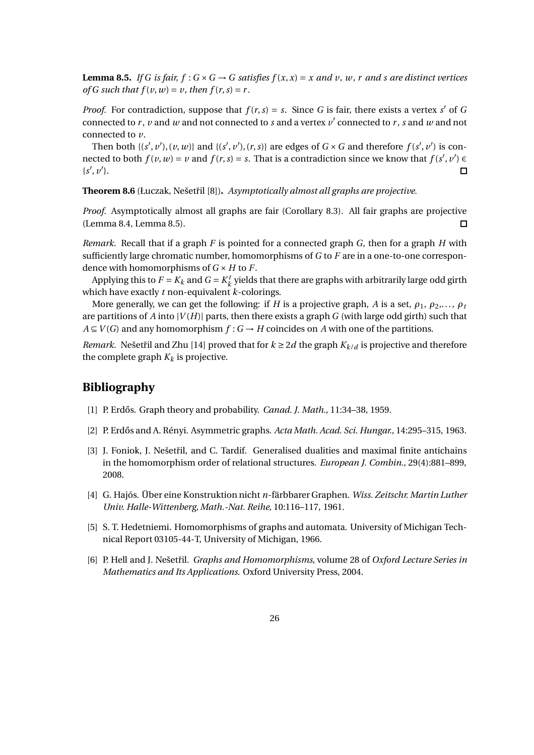**Lemma 8.5.** *If $G$ is fair, $f : G \times G \to G$ satisfies $f(x,x) = x$ and $v$, $w$, $r$ and $s$ are distinct vertices of $G$ such that $f(v,w) = v$, then $f(r,s) = r$.*

*Proof.* For contradiction, suppose that $f(r,s) = s$. Since $G$ is fair, there exists a vertex $s'$ of $G$ connected to $r$, $v$ and $w$ and not connected to $s$ and a vertex $v'$ connected to $r$, $s$ and $w$ and not connected to $v$.

Then both $\{(s',v'),(v,w)\}$ and $\{(s',v'),(r,s)\}$ are edges of $G \times G$ and therefore $f(s',v')$ is connected to both $f(v,w) = v$ and $f(r,s) = s$. That is a contradiction since we know that $f(s',v') \in \{s',v'\}$. □

**Theorem 8.6** (Łuczak, Nešetřil [8])**.** *Asymptotically almost all graphs are projective.*

*Proof.* Asymptotically almost all graphs are fair (Corollary 8.3). All fair graphs are projective (Lemma 8.4, Lemma 8.5). □

*Remark.* Recall that if a graph $F$ is pointed for a connected graph $G$, then for a graph $H$ with sufficiently large chromatic number, homomorphisms of $G$ to $F$ are in a one-to-one correspondence with homomorphisms of $G \times H$ to $F$.

Applying this to $F = K_k$ and $G = K_k^t$ yields that there are graphs with arbitrarily large odd girth which have exactly $t$ non-equivalent $k$-colorings.

More generally, we can get the following: if $H$ is a projective graph, $A$ is a set, $\rho_1, \rho_2, \ldots, \rho_t$ are partitions of $A$ into $|V(H)|$ parts, then there exists a graph $G$ (with large odd girth) such that $A \subseteq V(G)$ and any homomorphism $f : G \to H$ coincides on $A$ with one of the partitions.

*Remark.* Nešetřil and Zhu [14] proved that for $k \geq 2d$ the graph $K_{k/d}$ is projective and therefore the complete graph $K_k$ is projective.

## Bibliography

[1] P. Erdős. Graph theory and probability. *Canad. J. Math.*, 11:34–38, 1959.

[2] P. Erdős and A. Rényi. Asymmetric graphs. *Acta Math. Acad. Sci. Hungar.*, 14:295–315, 1963.

[3] J. Foniok, J. Nešetřil, and C. Tardif. Generalised dualities and maximal finite antichains in the homomorphism order of relational structures. *European J. Combin.*, 29(4):881–899, 2008.

[4] G. Hajós. Über eine Konstruktion nicht $n$-färbbarer Graphen. *Wiss. Zeitschr. Martin Luther Univ. Halle-Wittenberg, Math.-Nat. Reihe*, 10:116–117, 1961.

[5] S. T. Hedetniemi. Homomorphisms of graphs and automata. University of Michigan Technical Report 03105-44-T, University of Michigan, 1966.

[6] P. Hell and J. Nešetřil. *Graphs and Homomorphisms*, volume 28 of *Oxford Lecture Series in Mathematics and Its Applications*. Oxford University Press, 2004.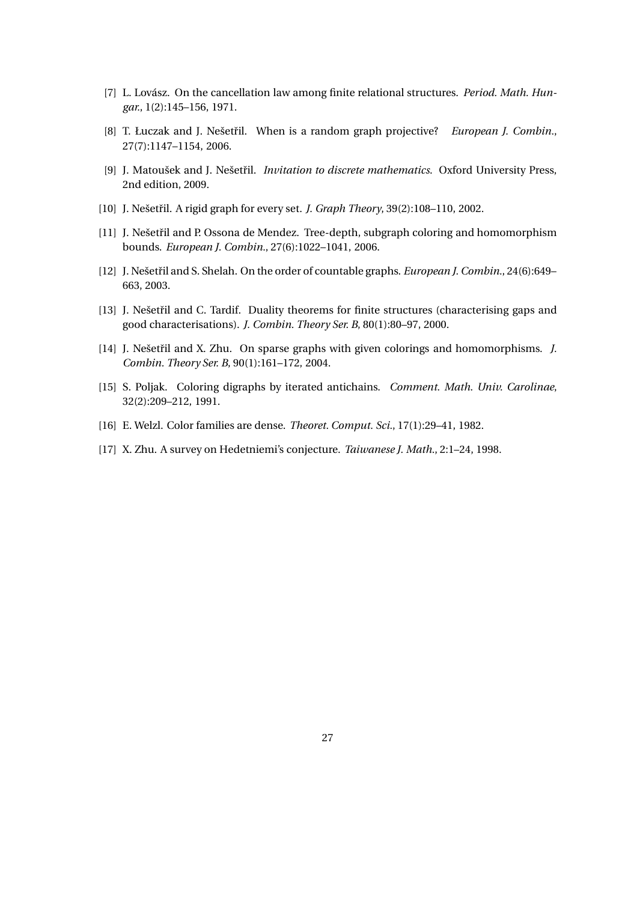[7] L. Lovász. On the cancellation law among finite relational structures. *Period. Math. Hungar.*, 1(2):145–156, 1971.

[8] T. Łuczak and J. Nešetřil. When is a random graph projective? *European J. Combin.*, 27(7):1147–1154, 2006.

[9] J. Matoušek and J. Nešetřil. *Invitation to discrete mathematics*. Oxford University Press, 2nd edition, 2009.

[10] J. Nešetřil. A rigid graph for every set. *J. Graph Theory*, 39(2):108–110, 2002.

[11] J. Nešetřil and P. Ossona de Mendez. Tree-depth, subgraph coloring and homomorphism bounds. *European J. Combin.*, 27(6):1022–1041, 2006.

[12] J. Nešetřil and S. Shelah. On the order of countable graphs. *European J. Combin.*, 24(6):649–663, 2003.

[13] J. Nešetřil and C. Tardif. Duality theorems for finite structures (characterising gaps and good characterisations). *J. Combin. Theory Ser. B*, 80(1):80–97, 2000.

[14] J. Nešetřil and X. Zhu. On sparse graphs with given colorings and homomorphisms. *J. Combin. Theory Ser. B*, 90(1):161–172, 2004.

[15] S. Poljak. Coloring digraphs by iterated antichains. *Comment. Math. Univ. Carolinae*, 32(2):209–212, 1991.

[16] E. Welzl. Color families are dense. *Theoret. Comput. Sci.*, 17(1):29–41, 1982.

[17] X. Zhu. A survey on Hedetniemi's conjecture. *Taiwanese J. Math.*, 2:1–24, 1998.